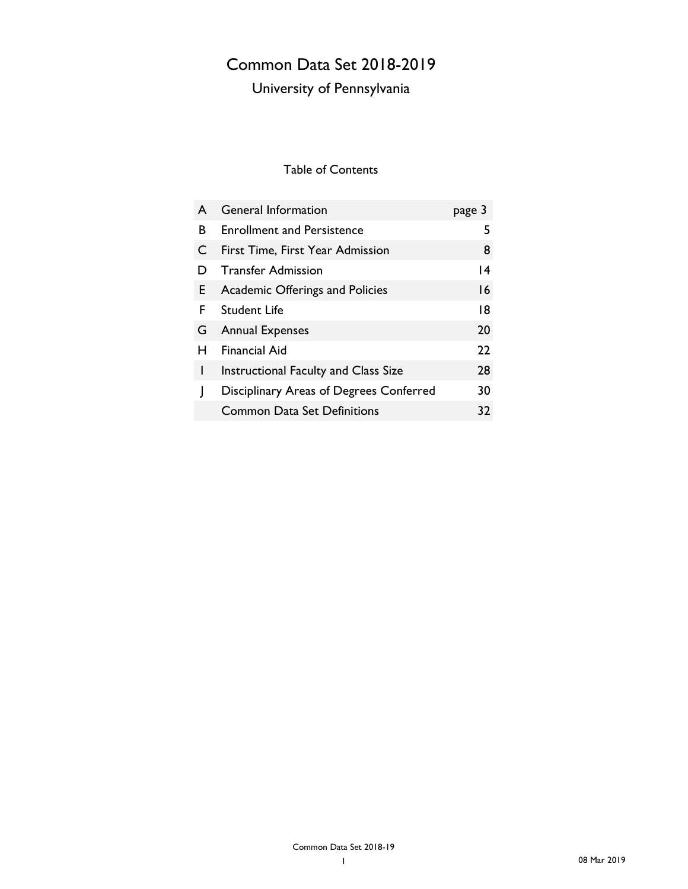# Common Data Set 2018-2019

## University of Pennsylvania

### Table of Contents

| | | |
|---|---|---|
| A | General Information | page 3 |
| B | Enrollment and Persistence | 5 |
| C | First Time, First Year Admission | 8 |
| D | Transfer Admission | 14 |
| E | Academic Offerings and Policies | 16 |
| F | Student Life | 18 |
| G | Annual Expenses | 20 |
| H | Financial Aid | 22 |
| I | Instructional Faculty and Class Size | 28 |
| J | Disciplinary Areas of Degrees Conferred | 30 |
| | Common Data Set Definitions | 32 |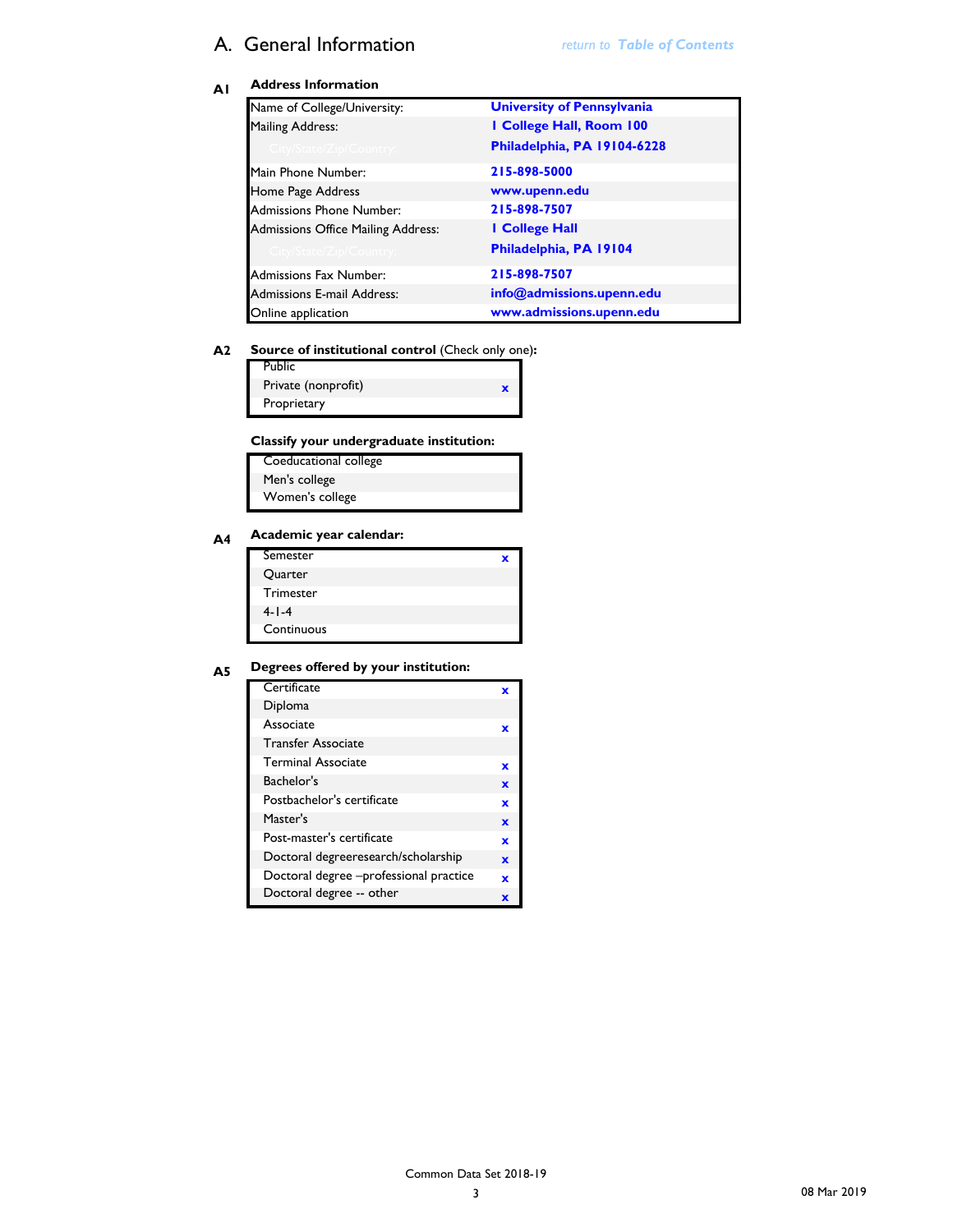## A. General Information

*return to Table of Contents*

**A1 Address Information**

| | |
|---|---|
| Name of College/University: | **University of Pennsylvania** |
| Mailing Address: | **1 College Hall, Room 100** |
| City/State/Zip/Country: | **Philadelphia, PA 19104-6228** |
| Main Phone Number: | **215-898-5000** |
| Home Page Address | **www.upenn.edu** |
| Admissions Phone Number: | **215-898-7507** |
| Admissions Office Mailing Address: | **1 College Hall** |
| City/State/Zip/Country: | **Philadelphia, PA 19104** |
| Admissions Fax Number: | **215-898-7507** |
| Admissions E-mail Address: | **info@admissions.upenn.edu** |
| Online application | **www.admissions.upenn.edu** |

**A2 Source of institutional control** (Check only one)**:**

| | |
|---|---|
| Public | |
| Private (nonprofit) | x |
| Proprietary | |

**Classify your undergraduate institution:**

| | |
|---|---|
| Coeducational college | |
| Men's college | |
| Women's college | |

**A4 Academic year calendar:**

| | |
|---|---|
| Semester | x |
| Quarter | |
| Trimester | |
| 4-1-4 | |
| Continuous | |

**A5 Degrees offered by your institution:**

| | |
|---|---|
| Certificate | x |
| Diploma | |
| Associate | x |
| Transfer Associate | |
| Terminal Associate | x |
| Bachelor's | x |
| Postbachelor's certificate | x |
| Master's | x |
| Post-master's certificate | x |
| Doctoral degreeresearch/scholarship | x |
| Doctoral degree –professional practice | x |
| Doctoral degree -- other | x |

Common Data Set 2018-19

08 Mar 2019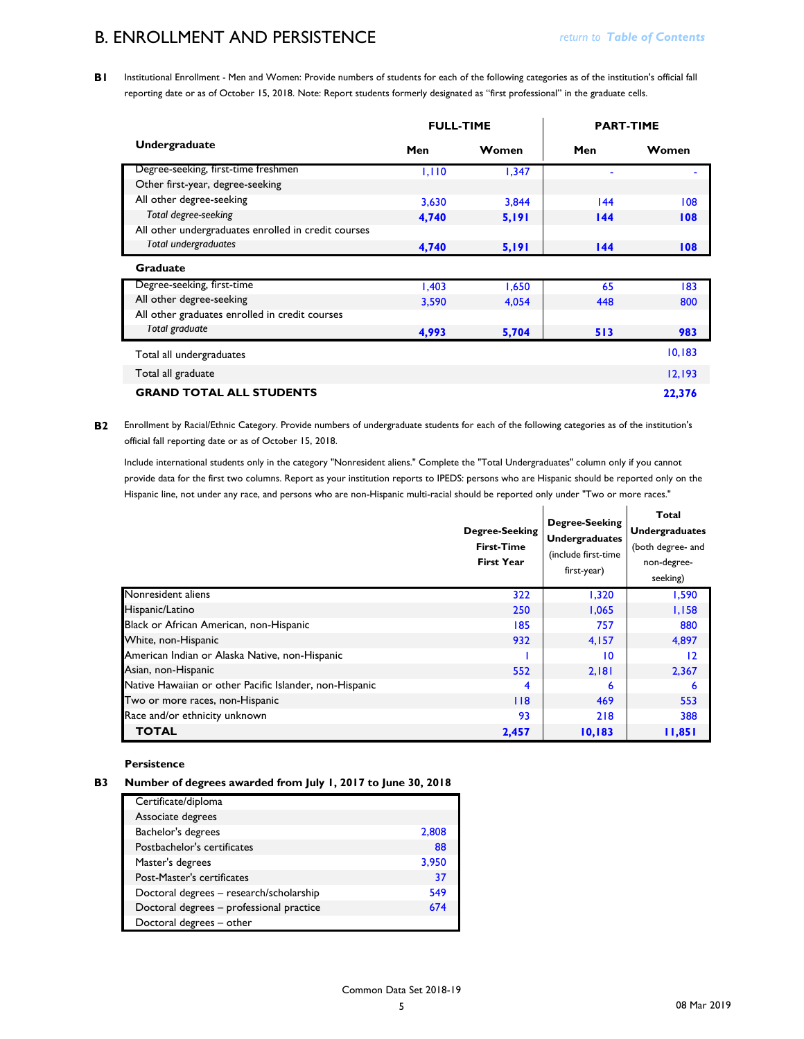# B. ENROLLMENT AND PERSISTENCE

return to Table of Contents

**B1** Institutional Enrollment - Men and Women: Provide numbers of students for each of the following categories as of the institution's official fall reporting date or as of October 15, 2018. Note: Report students formerly designated as "first professional" in the graduate cells.

| | FULL-TIME | | PART-TIME | |
|---|---|---|---|---|
| **Undergraduate** | **Men** | **Women** | **Men** | **Women** |
| Degree-seeking, first-time freshmen | 1,110 | 1,347 | - | - |
| Other first-year, degree-seeking | | | | |
| All other degree-seeking | 3,630 | 3,844 | 144 | 108 |
| *Total degree-seeking* | **4,740** | **5,191** | **144** | **108** |
| All other undergraduates enrolled in credit courses | | | | |
| *Total undergraduates* | **4,740** | **5,191** | **144** | **108** |
| **Graduate** | | | | |
| Degree-seeking, first-time | 1,403 | 1,650 | 65 | 183 |
| All other degree-seeking | 3,590 | 4,054 | 448 | 800 |
| All other graduates enrolled in credit courses | | | | |
| *Total graduate* | **4,993** | **5,704** | **513** | **983** |
| Total all undergraduates | | | | 10,183 |
| Total all graduate | | | | 12,193 |
| **GRAND TOTAL ALL STUDENTS** | | | | **22,376** |

**B2** Enrollment by Racial/Ethnic Category. Provide numbers of undergraduate students for each of the following categories as of the institution's official fall reporting date or as of October 15, 2018.

Include international students only in the category "Nonresident aliens." Complete the "Total Undergraduates" column only if you cannot provide data for the first two columns. Report as your institution reports to IPEDS: persons who are Hispanic should be reported only on the Hispanic line, not under any race, and persons who are non-Hispanic multi-racial should be reported only under "Two or more races."

| | Degree-Seeking First-Time First Year | Degree-Seeking Undergraduates (include first-time first-year) | Total Undergraduates (both degree- and non-degree-seeking) |
|---|---|---|---|
| Nonresident aliens | 322 | 1,320 | 1,590 |
| Hispanic/Latino | 250 | 1,065 | 1,158 |
| Black or African American, non-Hispanic | 185 | 757 | 880 |
| White, non-Hispanic | 932 | 4,157 | 4,897 |
| American Indian or Alaska Native, non-Hispanic | 1 | 10 | 12 |
| Asian, non-Hispanic | 552 | 2,181 | 2,367 |
| Native Hawaiian or other Pacific Islander, non-Hispanic | 4 | 6 | 6 |
| Two or more races, non-Hispanic | 118 | 469 | 553 |
| Race and/or ethnicity unknown | 93 | 218 | 388 |
| **TOTAL** | **2,457** | **10,183** | **11,851** |

**Persistence**

**B3** **Number of degrees awarded from July 1, 2017 to June 30, 2018**

| | |
|---|---|
| Certificate/diploma | |
| Associate degrees | |
| Bachelor's degrees | 2,808 |
| Postbachelor's certificates | 88 |
| Master's degrees | 3,950 |
| Post-Master's certificates | 37 |
| Doctoral degrees – research/scholarship | 549 |
| Doctoral degrees – professional practice | 674 |
| Doctoral degrees – other | |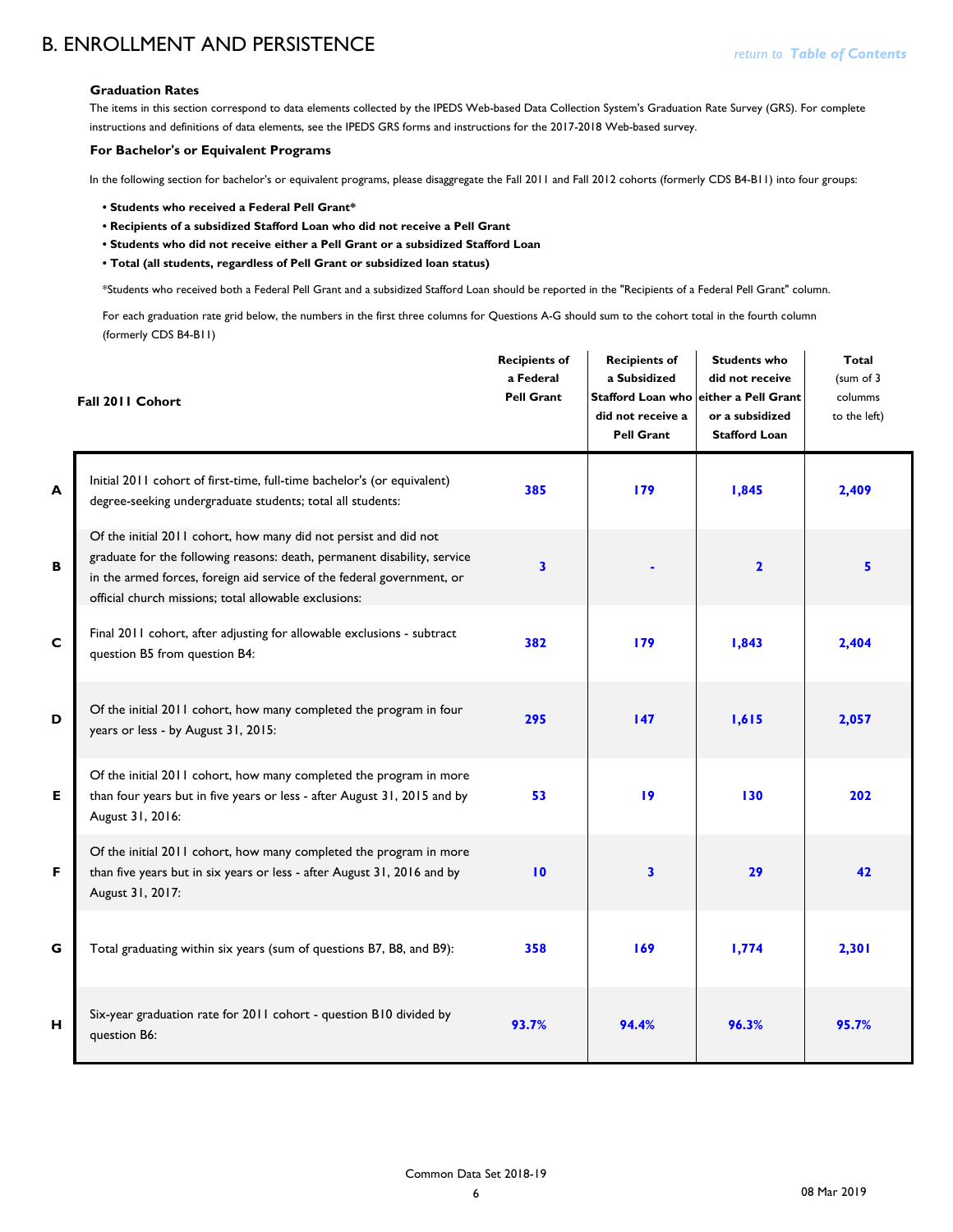# B. ENROLLMENT AND PERSISTENCE

### Graduation Rates

The items in this section correspond to data elements collected by the IPEDS Web-based Data Collection System's Graduation Rate Survey (GRS). For complete instructions and definitions of data elements, see the IPEDS GRS forms and instructions for the 2017-2018 Web-based survey.

### For Bachelor's or Equivalent Programs

In the following section for bachelor's or equivalent programs, please disaggregate the Fall 2011 and Fall 2012 cohorts (formerly CDS B4-B11) into four groups:

- **Students who received a Federal Pell Grant***
- **Recipients of a subsidized Stafford Loan who did not receive a Pell Grant**
- **Students who did not receive either a Pell Grant or a subsidized Stafford Loan**
- **Total (all students, regardless of Pell Grant or subsidized loan status)**

*Students who received both a Federal Pell Grant and a subsidized Stafford Loan should be reported in the "Recipients of a Federal Pell Grant" column.

For each graduation rate grid below, the numbers in the first three columns for Questions A-G should sum to the cohort total in the fourth column (formerly CDS B4-B11)

| | Fall 2011 Cohort | Recipients of a Federal Pell Grant | Recipients of a Subsidized Stafford Loan who did not receive a Pell Grant | Students who did not receive either a Pell Grant or a subsidized Stafford Loan | Total (sum of 3 columns to the left) |
|---|---|---|---|---|---|
| A | Initial 2011 cohort of first-time, full-time bachelor's (or equivalent) degree-seeking undergraduate students; total all students: | 385 | 179 | 1,845 | 2,409 |
| B | Of the initial 2011 cohort, how many did not persist and did not graduate for the following reasons: death, permanent disability, service in the armed forces, foreign aid service of the federal government, or official church missions; total allowable exclusions: | 3 | - | 2 | 5 |
| C | Final 2011 cohort, after adjusting for allowable exclusions - subtract question B5 from question B4: | 382 | 179 | 1,843 | 2,404 |
| D | Of the initial 2011 cohort, how many completed the program in four years or less - by August 31, 2015: | 295 | 147 | 1,615 | 2,057 |
| E | Of the initial 2011 cohort, how many completed the program in more than four years but in five years or less - after August 31, 2015 and by August 31, 2016: | 53 | 19 | 130 | 202 |
| F | Of the initial 2011 cohort, how many completed the program in more than five years but in six years or less - after August 31, 2016 and by August 31, 2017: | 10 | 3 | 29 | 42 |
| G | Total graduating within six years (sum of questions B7, B8, and B9): | 358 | 169 | 1,774 | 2,301 |
| H | Six-year graduation rate for 2011 cohort - question B10 divided by question B6: | 93.7% | 94.4% | 96.3% | 95.7% |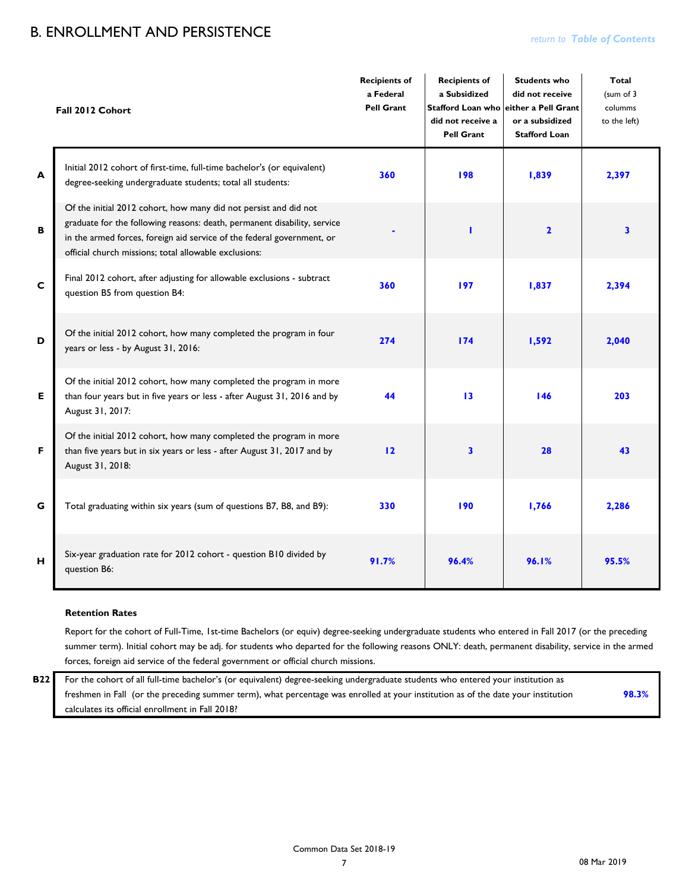# B. ENROLLMENT AND PERSISTENCE

return to Table of Contents

| | Fall 2012 Cohort | Recipients of a Federal Pell Grant | Recipients of a Subsidized Stafford Loan who did not receive a Pell Grant | Students who did not receive either a Pell Grant or a subsidized Stafford Loan | Total (sum of 3 columms to the left) |
|---|---|---|---|---|---|
| A | Initial 2012 cohort of first-time, full-time bachelor's (or equivalent) degree-seeking undergraduate students; total all students: | 360 | 198 | 1,839 | 2,397 |
| B | Of the initial 2012 cohort, how many did not persist and did not graduate for the following reasons: death, permanent disability, service in the armed forces, foreign aid service of the federal government, or official church missions; total allowable exclusions: | - | 1 | 2 | 3 |
| C | Final 2012 cohort, after adjusting for allowable exclusions - subtract question B5 from question B4: | 360 | 197 | 1,837 | 2,394 |
| D | Of the initial 2012 cohort, how many completed the program in four years or less - by August 31, 2016: | 274 | 174 | 1,592 | 2,040 |
| E | Of the initial 2012 cohort, how many completed the program in more than four years but in five years or less - after August 31, 2016 and by August 31, 2017: | 44 | 13 | 146 | 203 |
| F | Of the initial 2012 cohort, how many completed the program in more than five years but in six years or less - after August 31, 2017 and by August 31, 2018: | 12 | 3 | 28 | 43 |
| G | Total graduating within six years (sum of questions B7, B8, and B9): | 330 | 190 | 1,766 | 2,286 |
| H | Six-year graduation rate for 2012 cohort - question B10 divided by question B6: | 91.7% | 96.4% | 96.1% | 95.5% |

**Retention Rates**

Report for the cohort of Full-Time, 1st-time Bachelors (or equiv) degree-seeking undergraduate students who entered in Fall 2017 (or the preceding summer term). Initial cohort may be adj. for students who departed for the following reasons ONLY: death, permanent disability, service in the armed forces, foreign aid service of the federal government or official church missions.

| | | |
|---|---|---|
| B22 | For the cohort of all full-time bachelor's (or equivalent) degree-seeking undergraduate students who entered your institution as freshmen in Fall (or the preceding summer term), what percentage was enrolled at your institution as of the date your institution calculates its official enrollment in Fall 2018? | 98.3% |

Common Data Set 2018-19

08 Mar 2019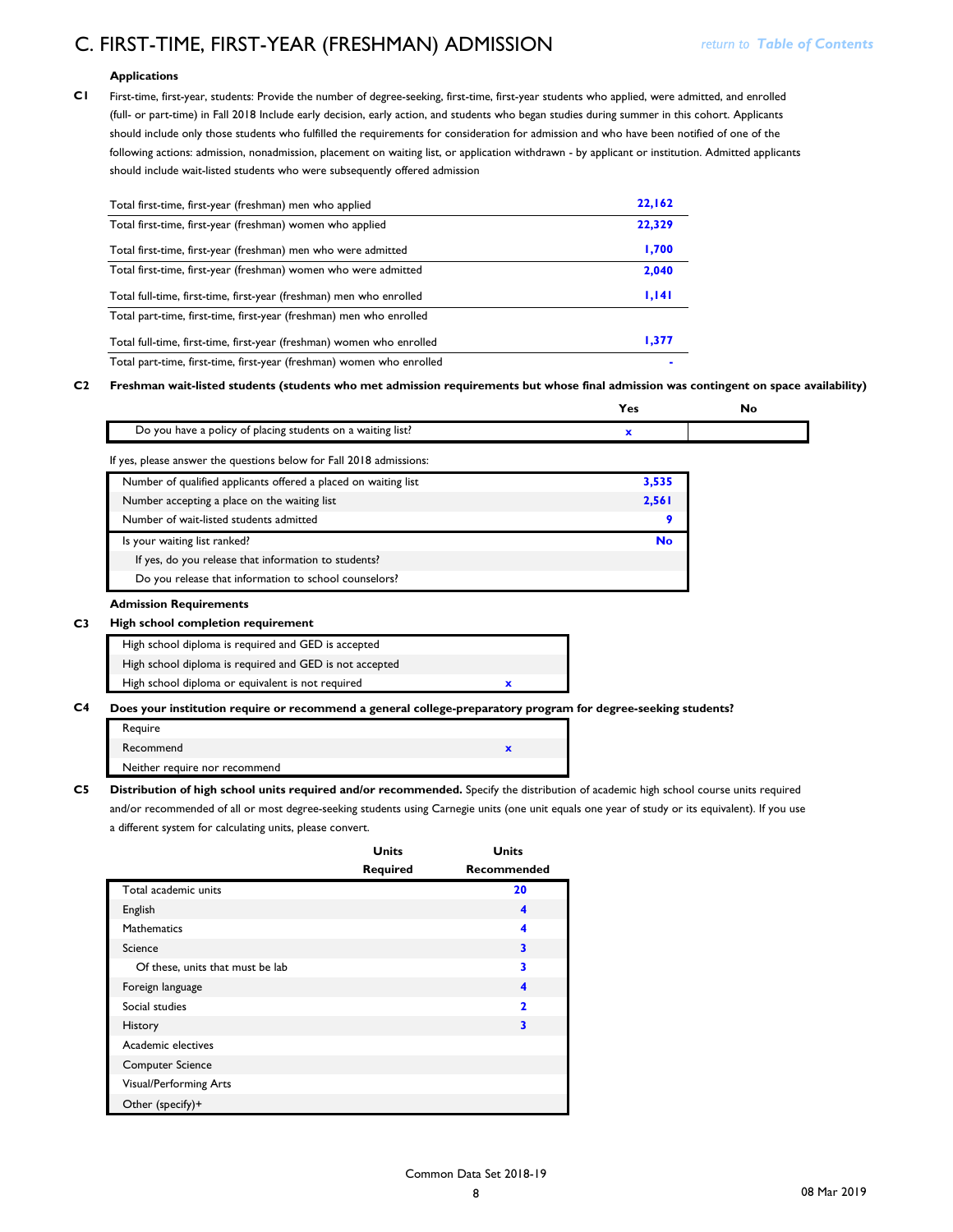# C. FIRST-TIME, FIRST-YEAR (FRESHMAN) ADMISSION

return to Table of Contents

**Applications**

**C1** First-time, first-year, students: Provide the number of degree-seeking, first-time, first-year students who applied, were admitted, and enrolled (full- or part-time) in Fall 2018 Include early decision, early action, and students who began studies during summer in this cohort. Applicants should include only those students who fulfilled the requirements for consideration for admission and who have been notified of one of the following actions: admission, nonadmission, placement on waiting list, or application withdrawn - by applicant or institution. Admitted applicants should include wait-listed students who were subsequently offered admission

| | |
|---|---|
| Total first-time, first-year (freshman) men who applied | 22,162 |
| Total first-time, first-year (freshman) women who applied | 22,329 |
| Total first-time, first-year (freshman) men who were admitted | 1,700 |
| Total first-time, first-year (freshman) women who were admitted | 2,040 |
| Total full-time, first-time, first-year (freshman) men who enrolled | 1,141 |
| Total part-time, first-time, first-year (freshman) men who enrolled | |
| Total full-time, first-time, first-year (freshman) women who enrolled | 1,377 |
| Total part-time, first-time, first-year (freshman) women who enrolled | - |

**C2 Freshman wait-listed students (students who met admission requirements but whose final admission was contingent on space availability)**

| | Yes | No |
|---|---|---|
| Do you have a policy of placing students on a waiting list? | x | |

If yes, please answer the questions below for Fall 2018 admissions:

| | |
|---|---|
| Number of qualified applicants offered a placed on waiting list | 3,535 |
| Number accepting a place on the waiting list | 2,561 |
| Number of wait-listed students admitted | 9 |
| Is your waiting list ranked? | No |
| If yes, do you release that information to students? | |
| Do you release that information to school counselors? | |

**Admission Requirements**

**C3 High school completion requirement**

| | |
|---|---|
| High school diploma is required and GED is accepted | |
| High school diploma is required and GED is not accepted | |
| High school diploma or equivalent is not required | x |

**C4 Does your institution require or recommend a general college-preparatory program for degree-seeking students?**

| | |
|---|---|
| Require | |
| Recommend | x |
| Neither require nor recommend | |

**C5 Distribution of high school units required and/or recommended.** Specify the distribution of academic high school course units required and/or recommended of all or most degree-seeking students using Carnegie units (one unit equals one year of study or its equivalent). If you use a different system for calculating units, please convert.

| | Units Required | Units Recommended |
|---|---|---|
| Total academic units | | 20 |
| English | | 4 |
| Mathematics | | 4 |
| Science | | 3 |
| Of these, units that must be lab | | 3 |
| Foreign language | | 4 |
| Social studies | | 2 |
| History | | 3 |
| Academic electives | | |
| Computer Science | | |
| Visual/Performing Arts | | |
| Other (specify)+ | | |

Common Data Set 2018-19

08 Mar 2019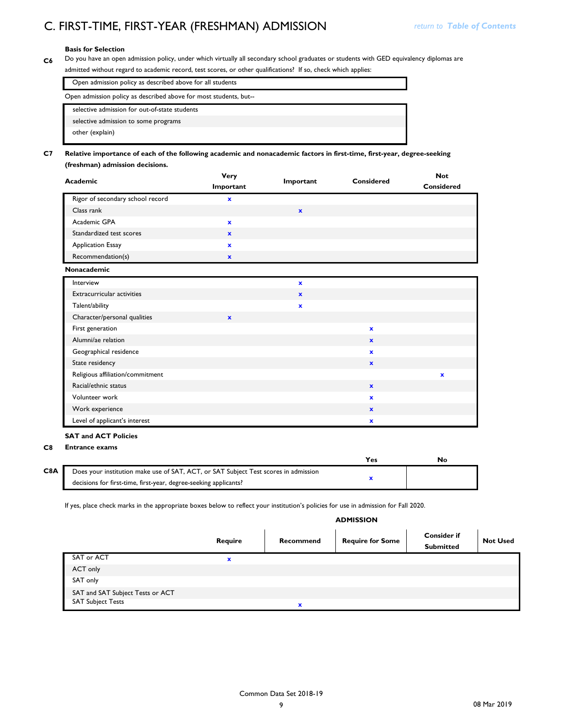## C. FIRST-TIME, FIRST-YEAR (FRESHMAN) ADMISSION

### Basis for Selection

**C6** Do you have an open admission policy, under which virtually all secondary school graduates or students with GED equivalency diplomas are admitted without regard to academic record, test scores, or other qualifications? If so, check which applies:

| |
|---|
| Open admission policy as described above for all students |

Open admission policy as described above for most students, but--

| |
|---|
| selective admission for out-of-state students |
| selective admission to some programs |
| other (explain) |

**C7** **Relative importance of each of the following academic and nonacademic factors in first-time, first-year, degree-seeking (freshman) admission decisions.**

| Academic | Very Important | Important | Considered | Not Considered |
|---|---|---|---|---|
| Rigor of secondary school record | x | | | |
| Class rank | | x | | |
| Academic GPA | x | | | |
| Standardized test scores | x | | | |
| Application Essay | x | | | |
| Recommendation(s) | x | | | |
| **Nonacademic** | | | | |
| Interview | | x | | |
| Extracurricular activities | | x | | |
| Talent/ability | | x | | |
| Character/personal qualities | x | | | |
| First generation | | | x | |
| Alumni/ae relation | | | x | |
| Geographical residence | | | x | |
| State residency | | | x | |
| Religious affiliation/commitment | | | | x |
| Racial/ethnic status | | | x | |
| Volunteer work | | | x | |
| Work experience | | | x | |
| Level of applicant's interest | | | x | |

### SAT and ACT Policies

**C8** **Entrance exams**

| | | Yes | No |
|---|---|---|---|
| C8A | Does your institution make use of SAT, ACT, or SAT Subject Test scores in admission decisions for first-time, first-year, degree-seeking applicants? | x | |

If yes, place check marks in the appropriate boxes below to reflect your institution's policies for use in admission for Fall 2020.

| | ADMISSION | | | | |
|---|---|---|---|---|---|
| | Require | Recommend | Require for Some | Consider if Submitted | Not Used |
| SAT or ACT | x | | | | |
| ACT only | | | | | |
| SAT only | | | | | |
| SAT and SAT Subject Tests or ACT | | | | | |
| SAT Subject Tests | | x | | | |

Common Data Set 2018-19

08 Mar 2019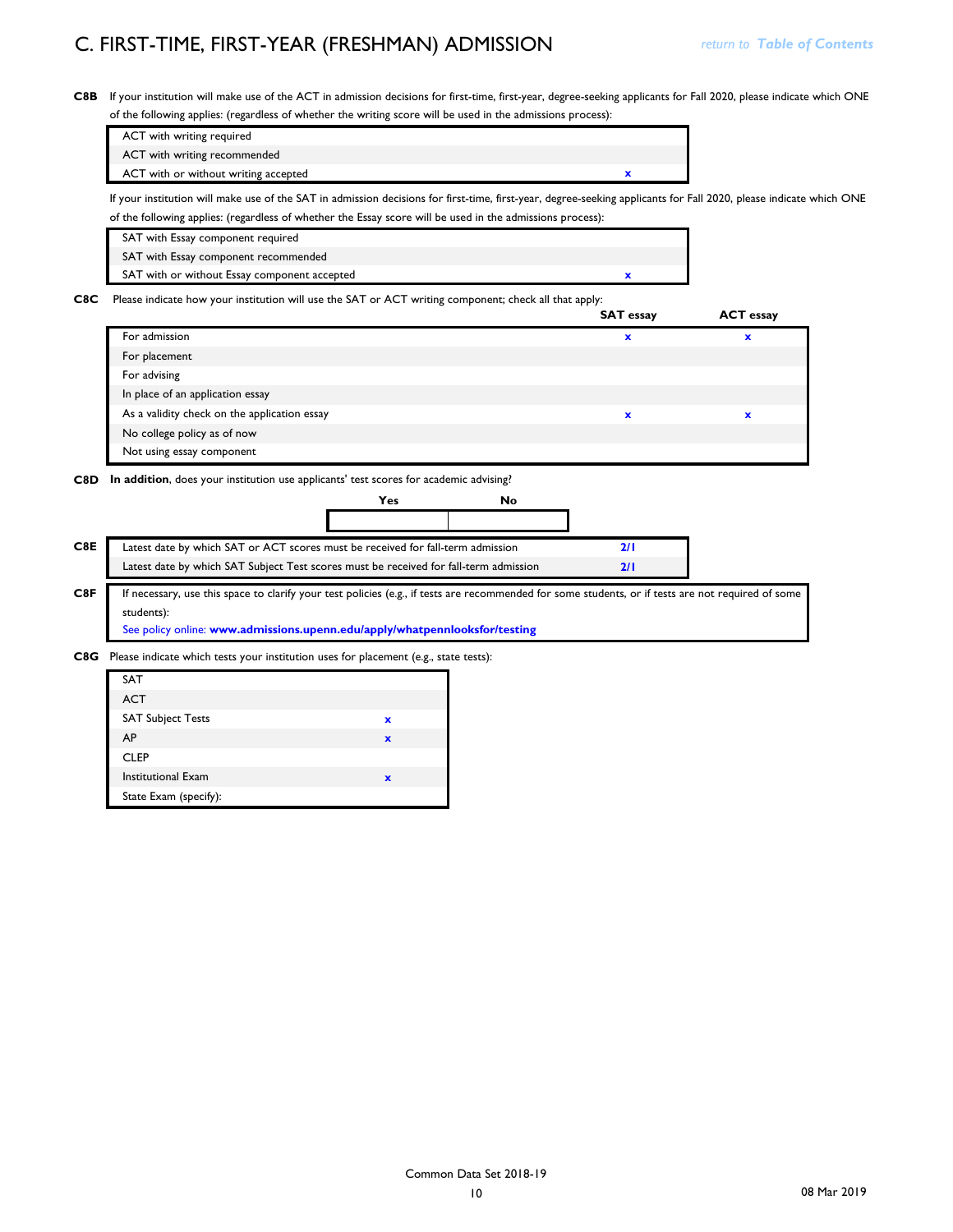# C. FIRST-TIME, FIRST-YEAR (FRESHMAN) ADMISSION

**C8B** If your institution will make use of the ACT in admission decisions for first-time, first-year, degree-seeking applicants for Fall 2020, please indicate which ONE of the following applies: (regardless of whether the writing score will be used in the admissions process):

| | |
|---|---|
| ACT with writing required | |
| ACT with writing recommended | |
| ACT with or without writing accepted | x |

If your institution will make use of the SAT in admission decisions for first-time, first-year, degree-seeking applicants for Fall 2020, please indicate which ONE of the following applies: (regardless of whether the Essay score will be used in the admissions process):

| | |
|---|---|
| SAT with Essay component required | |
| SAT with Essay component recommended | |
| SAT with or without Essay component accepted | x |

**C8C** Please indicate how your institution will use the SAT or ACT writing component; check all that apply:

| | SAT essay | ACT essay |
|---|---|---|
| For admission | x | x |
| For placement | | |
| For advising | | |
| In place of an application essay | | |
| As a validity check on the application essay | x | x |
| No college policy as of now | | |
| Not using essay component | | |

**C8D** **In addition**, does your institution use applicants' test scores for academic advising?

| Yes | No |
|---|---|
| | |

**C8E**

| | |
|---|---|
| Latest date by which SAT or ACT scores must be received for fall-term admission | 2/1 |
| Latest date by which SAT Subject Test scores must be received for fall-term admission | 2/1 |

**C8F** If necessary, use this space to clarify your test policies (e.g., if tests are recommended for some students, or if tests are not required of some students):

See policy online: **www.admissions.upenn.edu/apply/whatpennlooksfor/testing**

**C8G** Please indicate which tests your institution uses for placement (e.g., state tests):

| | |
|---|---|
| SAT | |
| ACT | |
| SAT Subject Tests | x |
| AP | x |
| CLEP | |
| Institutional Exam | x |
| State Exam (specify): | |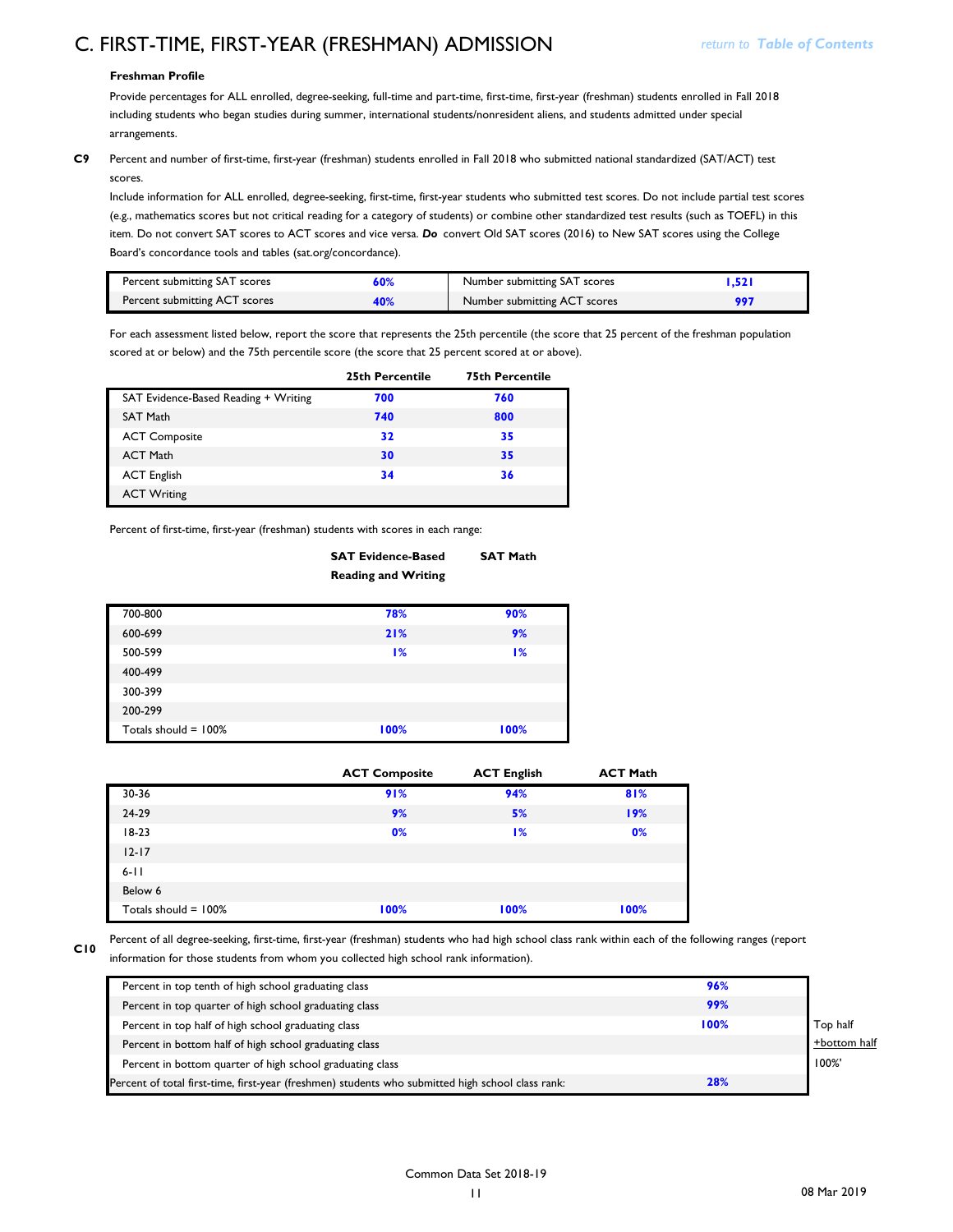# C. FIRST-TIME, FIRST-YEAR (FRESHMAN) ADMISSION

return to **Table of Contents**

**Freshman Profile**

Provide percentages for ALL enrolled, degree-seeking, full-time and part-time, first-time, first-year (freshman) students enrolled in Fall 2018 including students who began studies during summer, international students/nonresident aliens, and students admitted under special arrangements.

**C9** Percent and number of first-time, first-year (freshman) students enrolled in Fall 2018 who submitted national standardized (SAT/ACT) test scores.

Include information for ALL enrolled, degree-seeking, first-time, first-year students who submitted test scores. Do not include partial test scores (e.g., mathematics scores but not critical reading for a category of students) or combine other standardized test results (such as TOEFL) in this item. Do not convert SAT scores to ACT scores and vice versa. ***Do*** convert Old SAT scores (2016) to New SAT scores using the College Board's concordance tools and tables (sat.org/concordance).

| | | | |
|---|---|---|---|
| Percent submitting SAT scores | 60% | Number submitting SAT scores | 1,521 |
| Percent submitting ACT scores | 40% | Number submitting ACT scores | 997 |

For each assessment listed below, report the score that represents the 25th percentile (the score that 25 percent of the freshman population scored at or below) and the 75th percentile score (the score that 25 percent scored at or above).

| | 25th Percentile | 75th Percentile |
|---|---|---|
| SAT Evidence-Based Reading + Writing | 700 | 760 |
| SAT Math | 740 | 800 |
| ACT Composite | 32 | 35 |
| ACT Math | 30 | 35 |
| ACT English | 34 | 36 |
| ACT Writing | | |

Percent of first-time, first-year (freshman) students with scores in each range:

| | SAT Evidence-Based Reading and Writing | SAT Math |
|---|---|---|
| 700-800 | 78% | 90% |
| 600-699 | 21% | 9% |
| 500-599 | 1% | 1% |
| 400-499 | | |
| 300-399 | | |
| 200-299 | | |
| Totals should = 100% | 100% | 100% |

| | ACT Composite | ACT English | ACT Math |
|---|---|---|---|
| 30-36 | 91% | 94% | 81% |
| 24-29 | 9% | 5% | 19% |
| 18-23 | 0% | 1% | 0% |
| 12-17 | | | |
| 6-11 | | | |
| Below 6 | | | |
| Totals should = 100% | 100% | 100% | 100% |

**C10** Percent of all degree-seeking, first-time, first-year (freshman) students who had high school class rank within each of the following ranges (report information for those students from whom you collected high school rank information).

| | | |
|---|---|---|
| Percent in top tenth of high school graduating class | 96% | |
| Percent in top quarter of high school graduating class | 99% | |
| Percent in top half of high school graduating class | 100% | Top half |
| Percent in bottom half of high school graduating class | | +bottom half |
| Percent in bottom quarter of high school graduating class | | 100%' |
| Percent of total first-time, first-year (freshmen) students who submitted high school class rank: | 28% | |

08 Mar 2019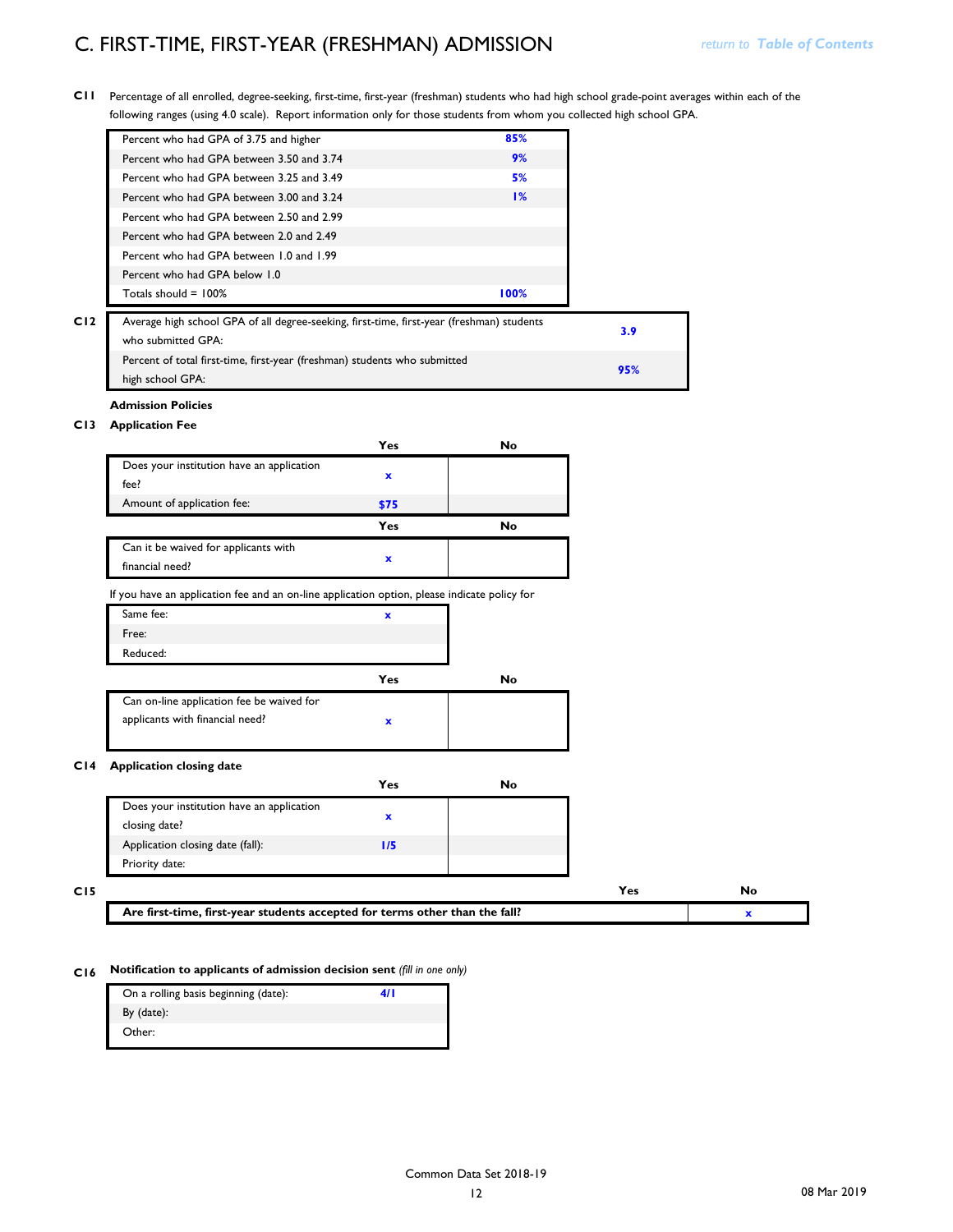# C. FIRST-TIME, FIRST-YEAR (FRESHMAN) ADMISSION

return to Table of Contents

**C11** Percentage of all enrolled, degree-seeking, first-time, first-year (freshman) students who had high school grade-point averages within each of the following ranges (using 4.0 scale). Report information only for those students from whom you collected high school GPA.

| | |
|---|---|
| Percent who had GPA of 3.75 and higher | 85% |
| Percent who had GPA between 3.50 and 3.74 | 9% |
| Percent who had GPA between 3.25 and 3.49 | 5% |
| Percent who had GPA between 3.00 and 3.24 | 1% |
| Percent who had GPA between 2.50 and 2.99 | |
| Percent who had GPA between 2.0 and 2.49 | |
| Percent who had GPA between 1.0 and 1.99 | |
| Percent who had GPA below 1.0 | |
| Totals should = 100% | 100% |

**C12**

| | |
|---|---|
| Average high school GPA of all degree-seeking, first-time, first-year (freshman) students who submitted GPA: | 3.9 |
| Percent of total first-time, first-year (freshman) students who submitted high school GPA: | 95% |

**Admission Policies**

**C13 Application Fee**

| | Yes | No |
|---|---|---|
| Does your institution have an application fee? | x | |
| Amount of application fee: | $75 | |

| | Yes | No |
|---|---|---|
| Can it be waived for applicants with financial need? | x | |

If you have an application fee and an on-line application option, please indicate policy for

| | |
|---|---|
| Same fee: | x |
| Free: | |
| Reduced: | |

| | Yes | No |
|---|---|---|
| Can on-line application fee be waived for applicants with financial need? | x | |

**C14 Application closing date**

| | Yes | No |
|---|---|---|
| Does your institution have an application closing date? | x | |
| Application closing date (fall): | 1/5 | |
| Priority date: | | |

**C15**

| | Yes | No |
|---|---|---|
| **Are first-time, first-year students accepted for terms other than the fall?** | | x |

**C16 Notification to applicants of admission decision sent** *(fill in one only)*

| | |
|---|---|
| On a rolling basis beginning (date): | 4/1 |
| By (date): | |
| Other: | |

Common Data Set 2018-19

08 Mar 2019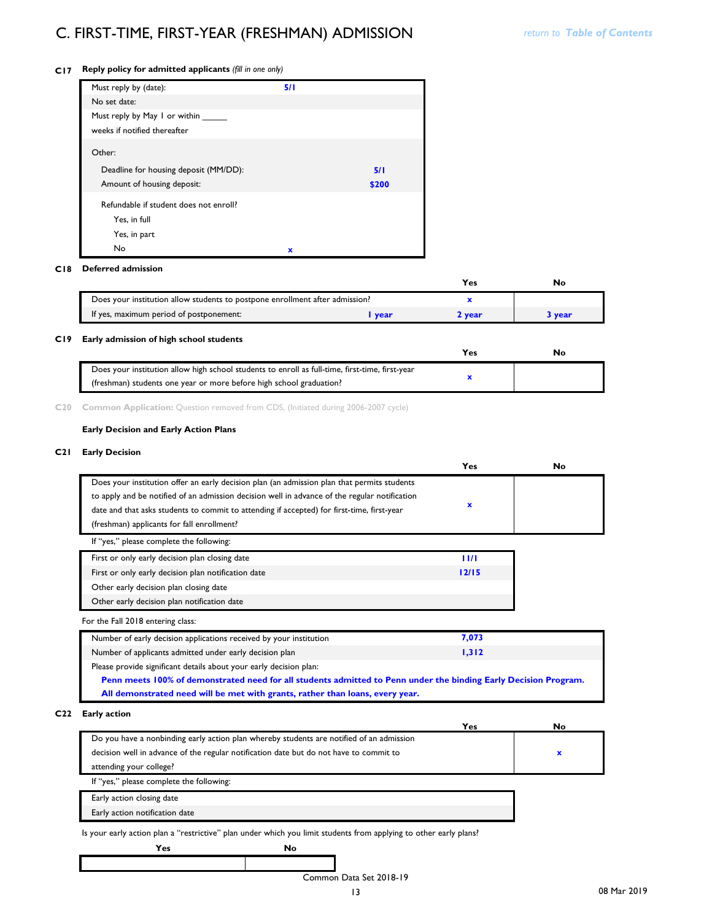# C. FIRST-TIME, FIRST-YEAR (FRESHMAN) ADMISSION

return to Table of Contents

**C17 Reply policy for admitted applicants** *(fill in one only)*

| | | |
|---|---|---|
| Must reply by (date): | 5/1 | |
| No set date: | | |
| Must reply by May 1 or within ______ weeks if notified thereafter | | |
| Other: | | |
| Deadline for housing deposit (MM/DD): | | 5/1 |
| Amount of housing deposit: | | $200 |
| Refundable if student does not enroll? | | |
| Yes, in full | | |
| Yes, in part | | |
| No | x | |

**C18 Deferred admission**

| | | Yes | No |
|---|---|---|---|
| Does your institution allow students to postpone enrollment after admission? | | x | |
| If yes, maximum period of postponement: | 1 year | 2 year | 3 year |

**C19 Early admission of high school students**

| | Yes | No |
|---|---|---|
| Does your institution allow high school students to enroll as full-time, first-time, first-year (freshman) students one year or more before high school graduation? | x | |

C20 Common Application: Question removed from CDS, (Initiated during 2006-2007 cycle)

**Early Decision and Early Action Plans**

**C21 Early Decision**

| | Yes | No |
|---|---|---|
| Does your institution offer an early decision plan (an admission plan that permits students to apply and be notified of an admission decision well in advance of the regular notification date and that asks students to commit to attending if accepted) for first-time, first-year (freshman) applicants for fall enrollment? | x | |

If "yes," please complete the following:

| | |
|---|---|
| First or only early decision plan closing date | 11/1 |
| First or only early decision plan notification date | 12/15 |
| Other early decision plan closing date | |
| Other early decision plan notification date | |

For the Fall 2018 entering class:

| | |
|---|---|
| Number of early decision applications received by your institution | 7,073 |
| Number of applicants admitted under early decision plan | 1,312 |

Please provide significant details about your early decision plan:

**Penn meets 100% of demonstrated need for all students admitted to Penn under the binding Early Decision Program. All demonstrated need will be met with grants, rather than loans, every year.**

**C22 Early action**

| | Yes | No |
|---|---|---|
| Do you have a nonbinding early action plan whereby students are notified of an admission decision well in advance of the regular notification date but do not have to commit to attending your college? | | x |

If "yes," please complete the following:

| | |
|---|---|
| Early action closing date | |
| Early action notification date | |

Is your early action plan a "restrictive" plan under which you limit students from applying to other early plans?

| Yes | No |
|---|---|
| | |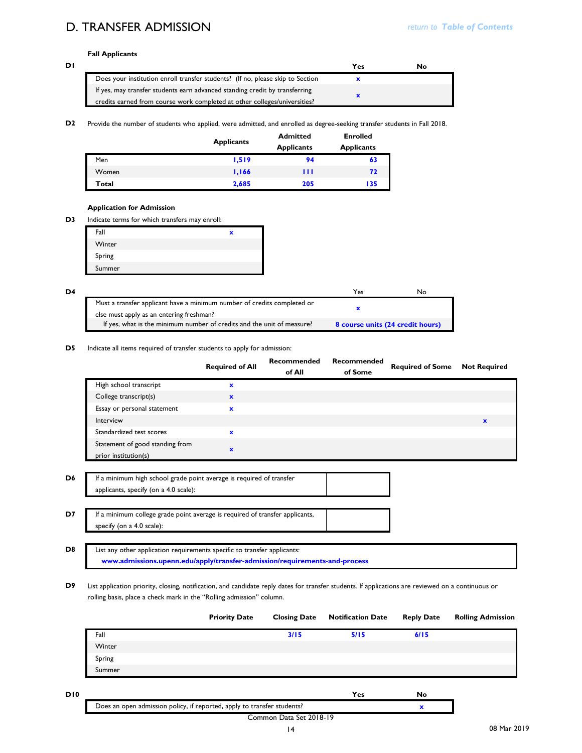# D. TRANSFER ADMISSION

return to *Table of Contents*

**Fall Applicants**

**D1**

| | Yes | No |
|---|---|---|
| Does your institution enroll transfer students? (If no, please skip to Section | x | |
| If yes, may transfer students earn advanced standing credit by transferring credits earned from course work completed at other colleges/universities? | x | |

**D2** Provide the number of students who applied, were admitted, and enrolled as degree-seeking transfer students in Fall 2018.

| | Applicants | Admitted Applicants | Enrolled Applicants |
|---|---|---|---|
| Men | 1,519 | 94 | 63 |
| Women | 1,166 | 111 | 72 |
| **Total** | 2,685 | 205 | 135 |

**Application for Admission**

**D3** Indicate terms for which transfers may enroll:

| | |
|---|---|
| Fall | x |
| Winter | |
| Spring | |
| Summer | |

**D4**

| | Yes | No |
|---|---|---|
| Must a transfer applicant have a minimum number of credits completed or else must apply as an entering freshman? | x | |
| If yes, what is the minimum number of credits and the unit of measure? | 8 course units (24 credit hours) | |

**D5** Indicate all items required of transfer students to apply for admission:

| | Required of All | Recommended of All | Recommended of Some | Required of Some | Not Required |
|---|---|---|---|---|---|
| High school transcript | x | | | | |
| College transcript(s) | x | | | | |
| Essay or personal statement | x | | | | |
| Interview | | | | | x |
| Standardized test scores | x | | | | |
| Statement of good standing from prior institution(s) | x | | | | |

**D6**

| | |
|---|---|
| If a minimum high school grade point average is required of transfer applicants, specify (on a 4.0 scale): | |

**D7**

| | |
|---|---|
| If a minimum college grade point average is required of transfer applicants, specify (on a 4.0 scale): | |

**D8**

List any other application requirements specific to transfer applicants:
www.admissions.upenn.edu/apply/transfer-admission/requirements-and-process

**D9** List application priority, closing, notification, and candidate reply dates for transfer students. If applications are reviewed on a continuous or rolling basis, place a check mark in the "Rolling admission" column.

| | Priority Date | Closing Date | Notification Date | Reply Date | Rolling Admission |
|---|---|---|---|---|---|
| Fall | | 3/15 | 5/15 | 6/15 | |
| Winter | | | | | |
| Spring | | | | | |
| Summer | | | | | |

**D10**

| | Yes | No |
|---|---|---|
| Does an open admission policy, if reported, apply to transfer students? | | x |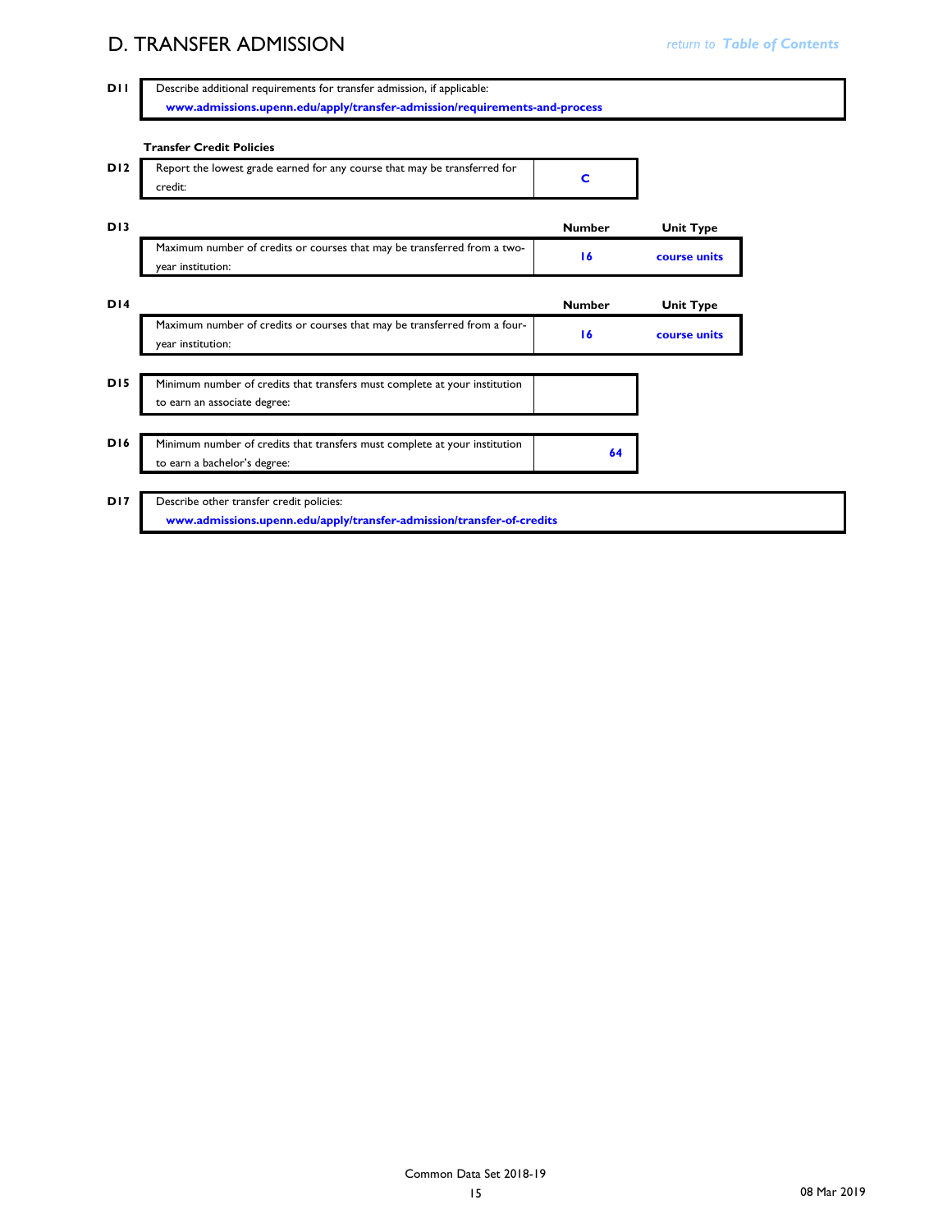# D. TRANSFER ADMISSION

return to *Table of Contents*

| | | |
|---|---|---|
| **D11** | Describe additional requirements for transfer admission, if applicable: **www.admissions.upenn.edu/apply/transfer-admission/requirements-and-process** | |

**Transfer Credit Policies**

| | | |
|---|---|---|
| **D12** | Report the lowest grade earned for any course that may be transferred for credit: | **C** |

| | | Number | Unit Type |
|---|---|---|---|
| **D13** | Maximum number of credits or courses that may be transferred from a two-year institution: | **16** | **course units** |

| | | Number | Unit Type |
|---|---|---|---|
| **D14** | Maximum number of credits or courses that may be transferred from a four-year institution: | **16** | **course units** |

| | | |
|---|---|---|
| **D15** | Minimum number of credits that transfers must complete at your institution to earn an associate degree: | |

| | | |
|---|---|---|
| **D16** | Minimum number of credits that transfers must complete at your institution to earn a bachelor's degree: | **64** |

| | | |
|---|---|---|
| **D17** | Describe other transfer credit policies: **www.admissions.upenn.edu/apply/transfer-admission/transfer-of-credits** | |

Common Data Set 2018-19

08 Mar 2019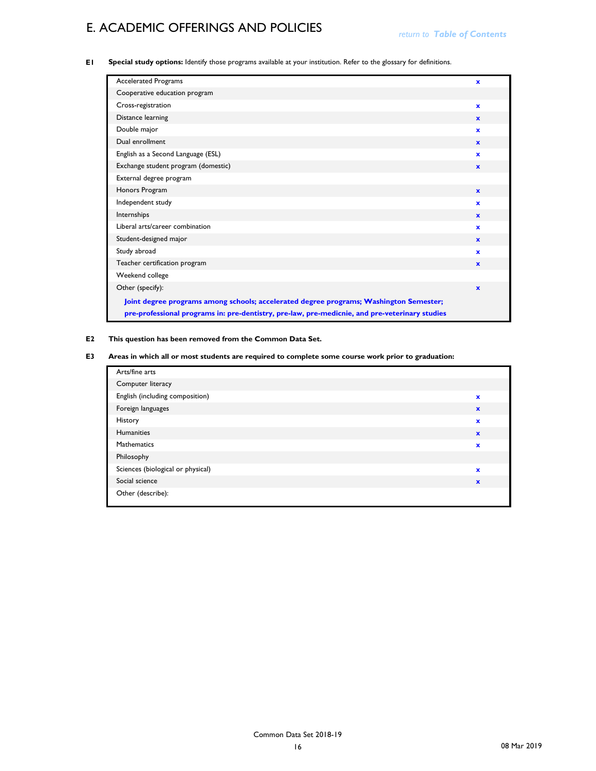# E. ACADEMIC OFFERINGS AND POLICIES

return to Table of Contents

**E1** **Special study options:** Identify those programs available at your institution. Refer to the glossary for definitions.

| Program | |
|---|---|
| Accelerated Programs | x |
| Cooperative education program | |
| Cross-registration | x |
| Distance learning | x |
| Double major | x |
| Dual enrollment | x |
| English as a Second Language (ESL) | x |
| Exchange student program (domestic) | x |
| External degree program | |
| Honors Program | x |
| Independent study | x |
| Internships | x |
| Liberal arts/career combination | x |
| Student-designed major | x |
| Study abroad | x |
| Teacher certification program | x |
| Weekend college | |
| Other (specify): | x |

**Joint degree programs among schools; accelerated degree programs; Washington Semester; pre-professional programs in: pre-dentistry, pre-law, pre-medicnie, and pre-veterinary studies**

**E2** **This question has been removed from the Common Data Set.**

**E3** **Areas in which all or most students are required to complete some course work prior to graduation:**

| Area | |
|---|---|
| Arts/fine arts | |
| Computer literacy | |
| English (including composition) | x |
| Foreign languages | x |
| History | x |
| Humanities | x |
| Mathematics | x |
| Philosophy | |
| Sciences (biological or physical) | x |
| Social science | x |
| Other (describe): | |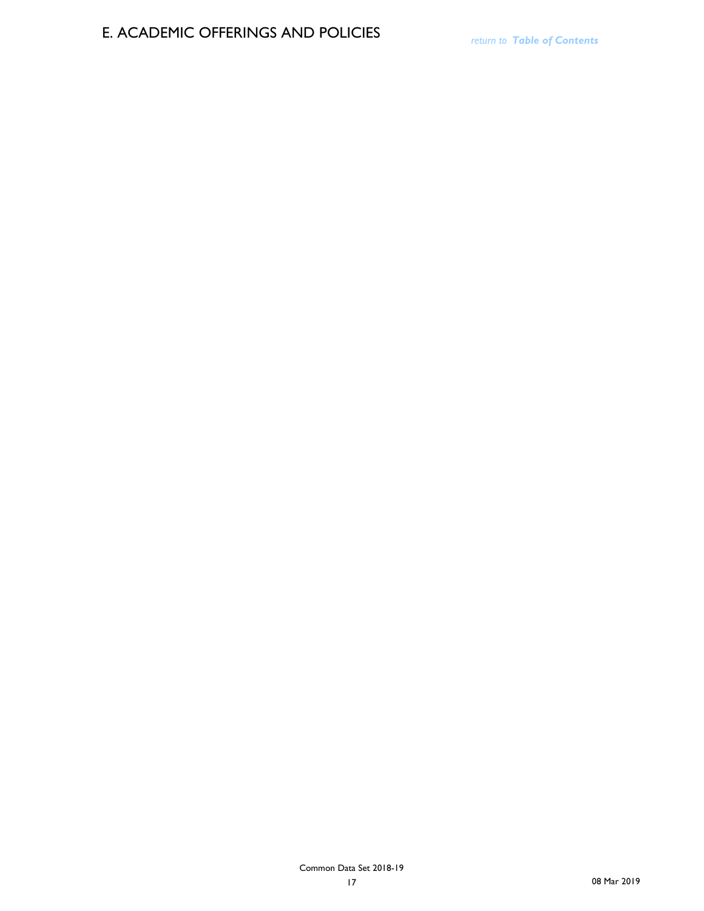# E. ACADEMIC OFFERINGS AND POLICIES

*return to* ***Table of Contents***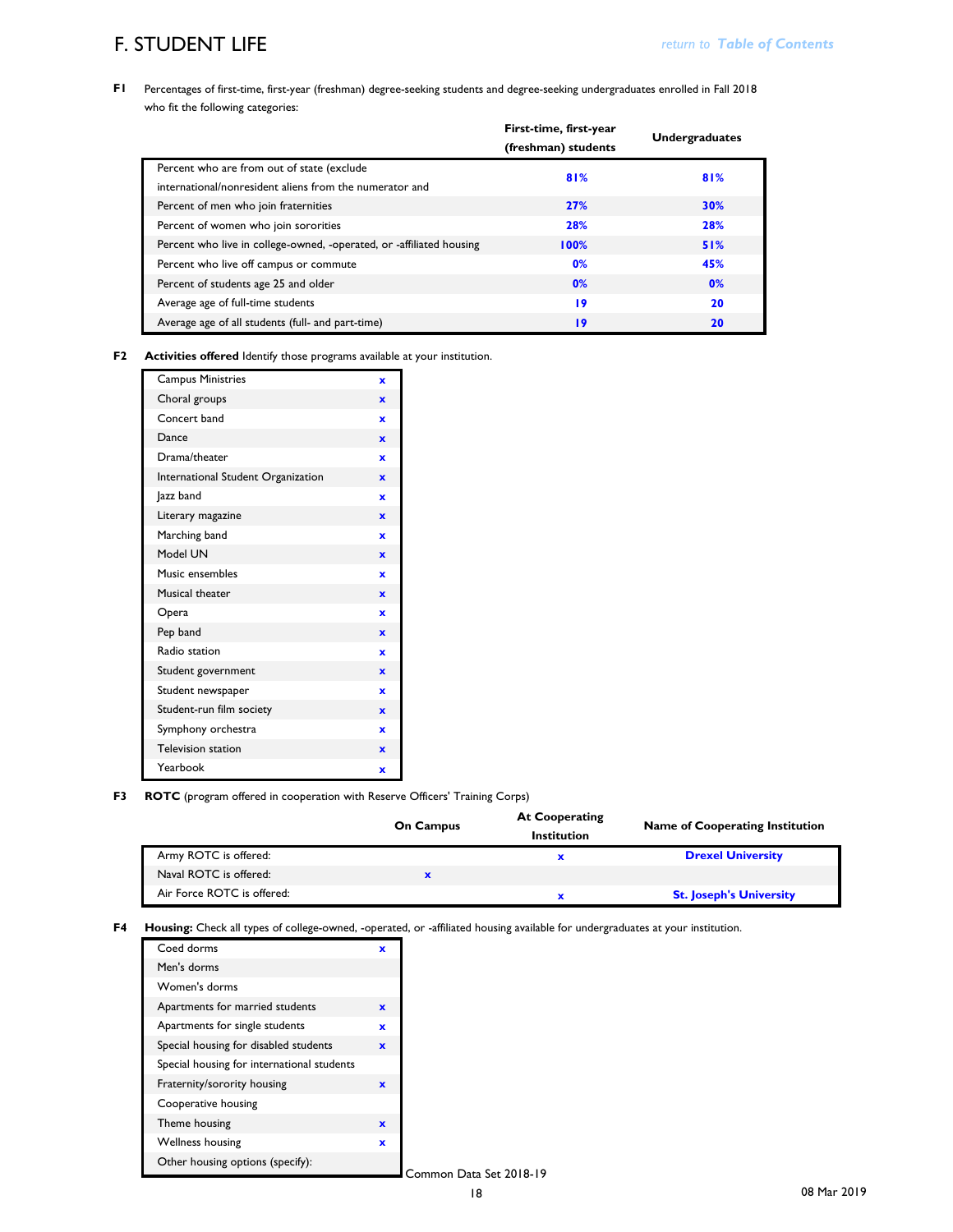# F. STUDENT LIFE

return to Table of Contents

**F1** Percentages of first-time, first-year (freshman) degree-seeking students and degree-seeking undergraduates enrolled in Fall 2018 who fit the following categories:

| | First-time, first-year (freshman) students | Undergraduates |
|---|---|---|
| Percent who are from out of state (exclude international/nonresident aliens from the numerator and | 81% | 81% |
| Percent of men who join fraternities | 27% | 30% |
| Percent of women who join sororities | 28% | 28% |
| Percent who live in college-owned, -operated, or -affiliated housing | 100% | 51% |
| Percent who live off campus or commute | 0% | 45% |
| Percent of students age 25 and older | 0% | 0% |
| Average age of full-time students | 19 | 20 |
| Average age of all students (full- and part-time) | 19 | 20 |

**F2** **Activities offered** Identify those programs available at your institution.

| | |
|---|---|
| Campus Ministries | x |
| Choral groups | x |
| Concert band | x |
| Dance | x |
| Drama/theater | x |
| International Student Organization | x |
| Jazz band | x |
| Literary magazine | x |
| Marching band | x |
| Model UN | x |
| Music ensembles | x |
| Musical theater | x |
| Opera | x |
| Pep band | x |
| Radio station | x |
| Student government | x |
| Student newspaper | x |
| Student-run film society | x |
| Symphony orchestra | x |
| Television station | x |
| Yearbook | x |

**F3** **ROTC** (program offered in cooperation with Reserve Officers' Training Corps)

| | On Campus | At Cooperating Institution | Name of Cooperating Institution |
|---|---|---|---|
| Army ROTC is offered: | | x | Drexel University |
| Naval ROTC is offered: | x | | |
| Air Force ROTC is offered: | | x | St. Joseph's University |

**F4** **Housing:** Check all types of college-owned, -operated, or -affiliated housing available for undergraduates at your institution.

| | |
|---|---|
| Coed dorms | x |
| Men's dorms | |
| Women's dorms | |
| Apartments for married students | x |
| Apartments for single students | x |
| Special housing for disabled students | x |
| Special housing for international students | |
| Fraternity/sorority housing | x |
| Cooperative housing | |
| Theme housing | x |
| Wellness housing | x |
| Other housing options (specify): | |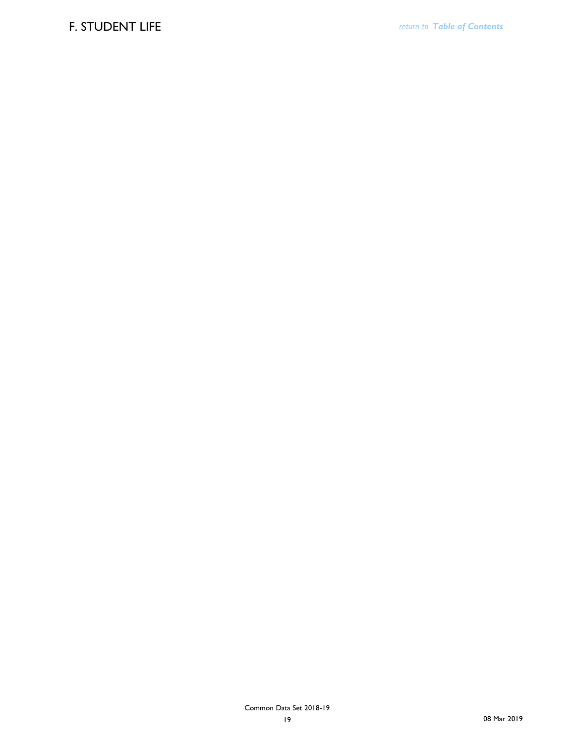# F. STUDENT LIFE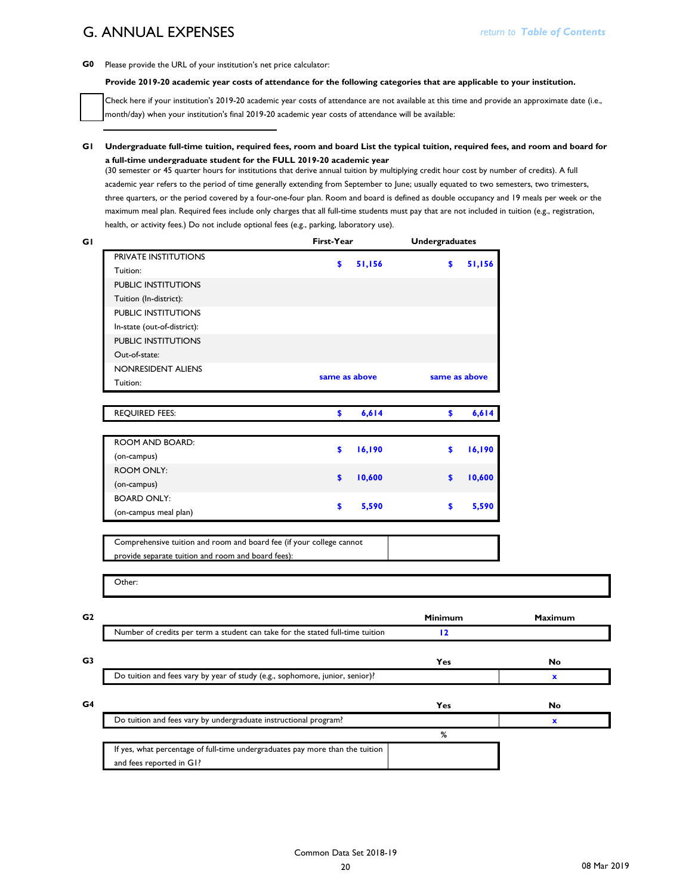## G. ANNUAL EXPENSES

**G0** Please provide the URL of your institution's net price calculator:

**Provide 2019-20 academic year costs of attendance for the following categories that are applicable to your institution.**

☐ Check here if your institution's 2019-20 academic year costs of attendance are not available at this time and provide an approximate date (i.e., month/day) when your institution's final 2019-20 academic year costs of attendance will be available:

**G1 Undergraduate full-time tuition, required fees, room and board List the typical tuition, required fees, and room and board for a full-time undergraduate student for the FULL 2019-20 academic year**
(30 semester or 45 quarter hours for institutions that derive annual tuition by multiplying credit hour cost by number of credits). A full academic year refers to the period of time generally extending from September to June; usually equated to two semesters, two trimesters, three quarters, or the period covered by a four-one-four plan. Room and board is defined as double occupancy and 19 meals per week or the maximum meal plan. Required fees include only charges that all full-time students must pay that are not included in tuition (e.g., registration, health, or activity fees.) Do not include optional fees (e.g., parking, laboratory use).

**G1**

| | First-Year | Undergraduates |
|---|---|---|
| PRIVATE INSTITUTIONS Tuition: | $ 51,156 | $ 51,156 |
| PUBLIC INSTITUTIONS Tuition (In-district): | | |
| PUBLIC INSTITUTIONS In-state (out-of-district): | | |
| PUBLIC INSTITUTIONS Out-of-state: | | |
| NONRESIDENT ALIENS Tuition: | same as above | same as above |
| REQUIRED FEES: | $ 6,614 | $ 6,614 |
| ROOM AND BOARD: (on-campus) | $ 16,190 | $ 16,190 |
| ROOM ONLY: (on-campus) | $ 10,600 | $ 10,600 |
| BOARD ONLY: (on-campus meal plan) | $ 5,590 | $ 5,590 |

| Comprehensive tuition and room and board fee (if your college cannot provide separate tuition and room and board fees): | |
|---|---|

Other:

**G2**

| | Minimum | Maximum |
|---|---|---|
| Number of credits per term a student can take for the stated full-time tuition | 12 | |

**G3**

| | Yes | No |
|---|---|---|
| Do tuition and fees vary by year of study (e.g., sophomore, junior, senior)? | | x |

**G4**

| | Yes | No |
|---|---|---|
| Do tuition and fees vary by undergraduate instructional program? | | x |

| | % |
|---|---|
| If yes, what percentage of full-time undergraduates pay more than the tuition and fees reported in G1? | |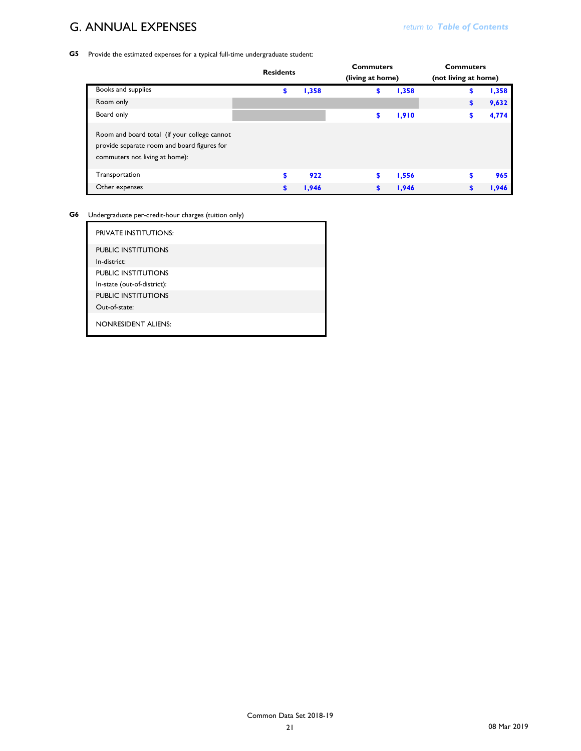# G. ANNUAL EXPENSES

return to *Table of Contents*

**G5** Provide the estimated expenses for a typical full-time undergraduate student:

| | Residents | Commuters (living at home) | Commuters (not living at home) |
|---|---|---|---|
| Books and supplies | $ 1,358 | $ 1,358 | $ 1,358 |
| Room only | | | $ 9,632 |
| Board only | | $ 1,910 | $ 4,774 |
| Room and board total (if your college cannot provide separate room and board figures for commuters not living at home): | | | |
| Transportation | $ 922 | $ 1,556 | $ 965 |
| Other expenses | $ 1,946 | $ 1,946 | $ 1,946 |

**G6** Undergraduate per-credit-hour charges (tuition only)

| | |
|---|---|
| PRIVATE INSTITUTIONS: | |
| PUBLIC INSTITUTIONS In-district: | |
| PUBLIC INSTITUTIONS In-state (out-of-district): | |
| PUBLIC INSTITUTIONS Out-of-state: | |
| NONRESIDENT ALIENS: | |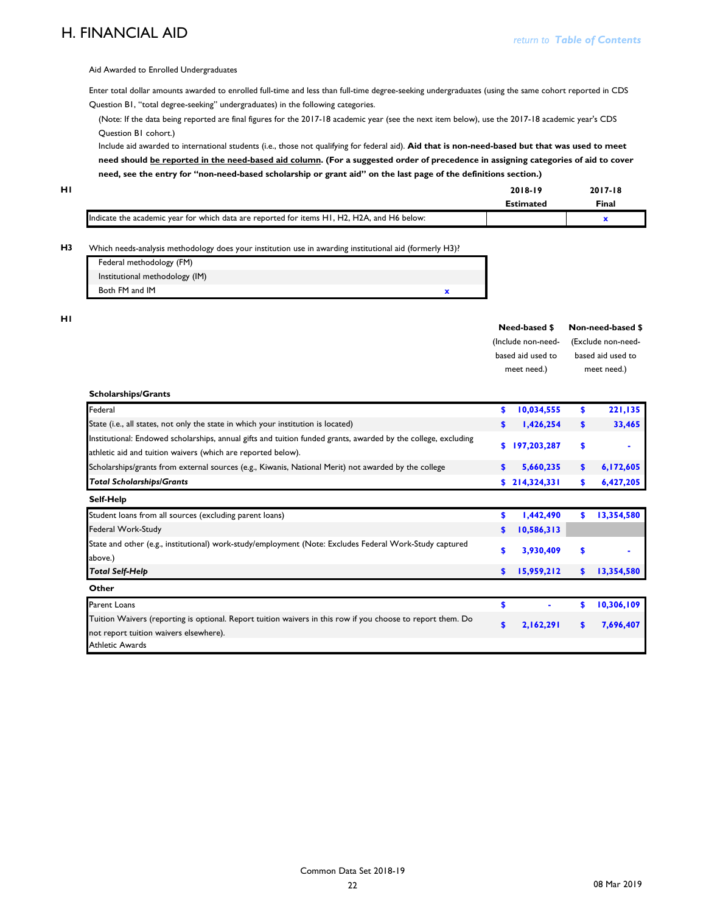# H. FINANCIAL AID

return to *Table of Contents*

Aid Awarded to Enrolled Undergraduates

Enter total dollar amounts awarded to enrolled full-time and less than full-time degree-seeking undergraduates (using the same cohort reported in CDS Question B1, "total degree-seeking" undergraduates) in the following categories.

(Note: If the data being reported are final figures for the 2017-18 academic year (see the next item below), use the 2017-18 academic year's CDS Question B1 cohort.)

Include aid awarded to international students (i.e., those not qualifying for federal aid). **Aid that is non-need-based but that was used to meet need should be reported in the need-based aid column. (For a suggested order of precedence in assigning categories of aid to cover need, see the entry for "non-need-based scholarship or grant aid" on the last page of the definitions section.)**

**H1**

| | 2018-19 Estimated | 2017-18 Final |
|---|---|---|
| Indicate the academic year for which data are reported for items H1, H2, H2A, and H6 below: | | x |

**H3** Which needs-analysis methodology does your institution use in awarding institutional aid (formerly H3)?

| | |
|---|---|
| Federal methodology (FM) | |
| Institutional methodology (IM) | |
| Both FM and IM | x |

**H1**

| | Need-based $ (Include non-need-based aid used to meet need.) | Non-need-based $ (Exclude non-need-based aid used to meet need.) |
|---|---|---|
| **Scholarships/Grants** | | |
| Federal | $ 10,034,555 | $ 221,135 |
| State (i.e., all states, not only the state in which your institution is located) | $ 1,426,254 | $ 33,465 |
| Institutional: Endowed scholarships, annual gifts and tuition funded grants, awarded by the college, excluding athletic aid and tuition waivers (which are reported below). | $ 197,203,287 | $ - |
| Scholarships/grants from external sources (e.g., Kiwanis, National Merit) not awarded by the college | $ 5,660,235 | $ 6,172,605 |
| ***Total Scholarships/Grants*** | $ 214,324,331 | $ 6,427,205 |
| **Self-Help** | | |
| Student loans from all sources (excluding parent loans) | $ 1,442,490 | $ 13,354,580 |
| Federal Work-Study | $ 10,586,313 | |
| State and other (e.g., institutional) work-study/employment (Note: Excludes Federal Work-Study captured above.) | $ 3,930,409 | $ - |
| ***Total Self-Help*** | $ 15,959,212 | $ 13,354,580 |
| **Other** | | |
| Parent Loans | $ - | $ 10,306,109 |
| Tuition Waivers (reporting is optional. Report tuition waivers in this row if you choose to report them. Do not report tuition waivers elsewhere). | $ 2,162,291 | $ 7,696,407 |
| Athletic Awards | | |

Common Data Set 2018-19

08 Mar 2019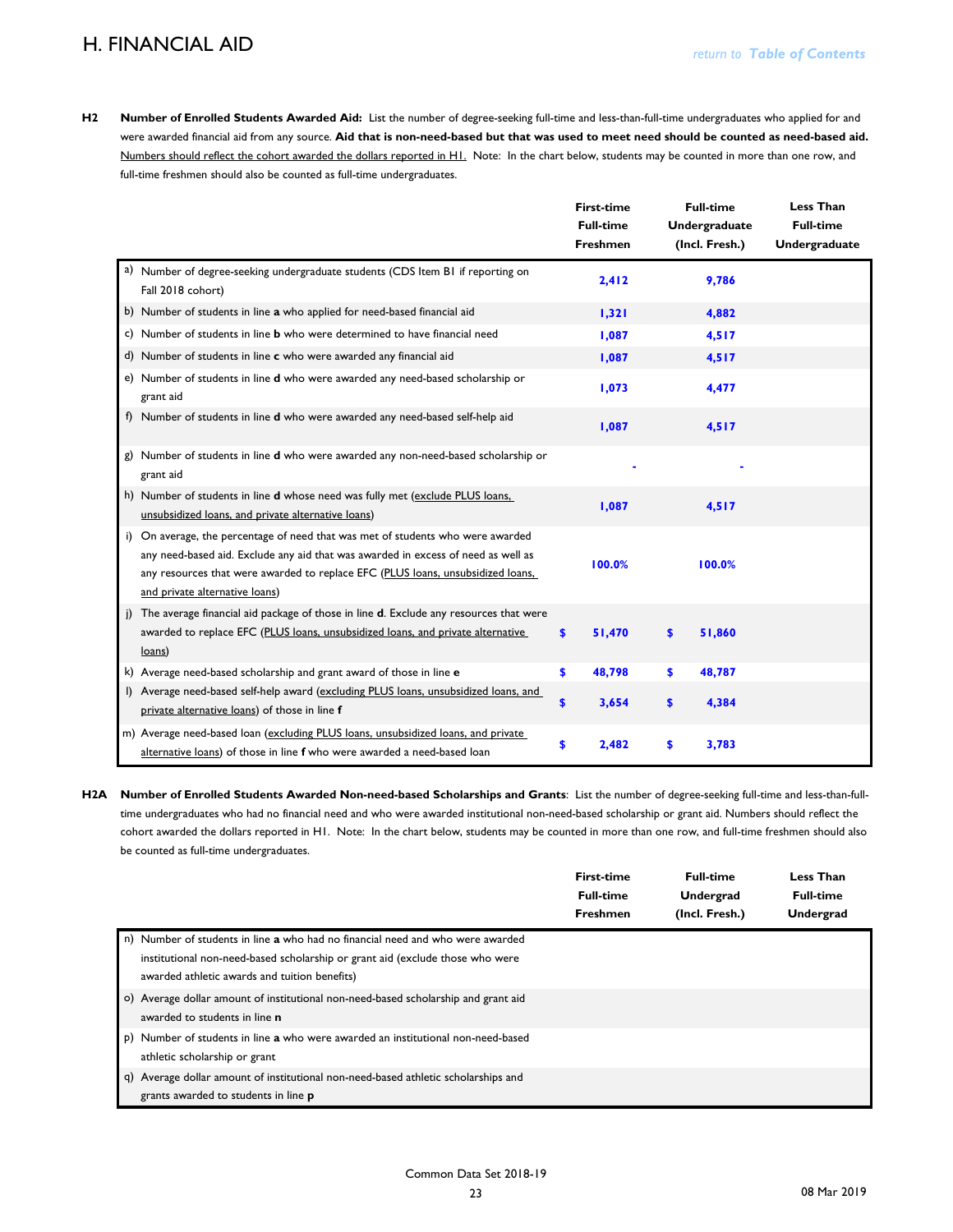# H. FINANCIAL AID

*return to* ***Table of Contents***

**H2 Number of Enrolled Students Awarded Aid:** List the number of degree-seeking full-time and less-than-full-time undergraduates who applied for and were awarded financial aid from any source. **Aid that is non-need-based but that was used to meet need should be counted as need-based aid.** Numbers should reflect the cohort awarded the dollars reported in H1. Note: In the chart below, students may be counted in more than one row, and full-time freshmen should also be counted as full-time undergraduates.

| | First-time Full-time Freshmen | Full-time Undergraduate (Incl. Fresh.) | Less Than Full-time Undergraduate |
|---|---|---|---|
| a) Number of degree-seeking undergraduate students (CDS Item B1 if reporting on Fall 2018 cohort) | 2,412 | 9,786 | |
| b) Number of students in line **a** who applied for need-based financial aid | 1,321 | 4,882 | |
| c) Number of students in line **b** who were determined to have financial need | 1,087 | 4,517 | |
| d) Number of students in line **c** who were awarded any financial aid | 1,087 | 4,517 | |
| e) Number of students in line **d** who were awarded any need-based scholarship or grant aid | 1,073 | 4,477 | |
| f) Number of students in line **d** who were awarded any need-based self-help aid | 1,087 | 4,517 | |
| g) Number of students in line **d** who were awarded any non-need-based scholarship or grant aid | - | - | |
| h) Number of students in line **d** whose need was fully met (exclude PLUS loans, unsubsidized loans, and private alternative loans) | 1,087 | 4,517 | |
| i) On average, the percentage of need that was met of students who were awarded any need-based aid. Exclude any aid that was awarded in excess of need as well as any resources that were awarded to replace EFC (PLUS loans, unsubsidized loans, and private alternative loans) | 100.0% | 100.0% | |
| j) The average financial aid package of those in line **d**. Exclude any resources that were awarded to replace EFC (PLUS loans, unsubsidized loans, and private alternative loans) | $ 51,470 | $ 51,860 | |
| k) Average need-based scholarship and grant award of those in line **e** | $ 48,798 | $ 48,787 | |
| l) Average need-based self-help award (excluding PLUS loans, unsubsidized loans, and private alternative loans) of those in line **f** | $ 3,654 | $ 4,384 | |
| m) Average need-based loan (excluding PLUS loans, unsubsidized loans, and private alternative loans) of those in line **f** who were awarded a need-based loan | $ 2,482 | $ 3,783 | |

**H2A Number of Enrolled Students Awarded Non-need-based Scholarships and Grants**: List the number of degree-seeking full-time and less-than-full-time undergraduates who had no financial need and who were awarded institutional non-need-based scholarship or grant aid. Numbers should reflect the cohort awarded the dollars reported in H1. Note: In the chart below, students may be counted in more than one row, and full-time freshmen should also be counted as full-time undergraduates.

| | First-time Full-time Freshmen | Full-time Undergrad (Incl. Fresh.) | Less Than Full-time Undergrad |
|---|---|---|---|
| n) Number of students in line **a** who had no financial need and who were awarded institutional non-need-based scholarship or grant aid (exclude those who were awarded athletic awards and tuition benefits) | | | |
| o) Average dollar amount of institutional non-need-based scholarship and grant aid awarded to students in line **n** | | | |
| p) Number of students in line **a** who were awarded an institutional non-need-based athletic scholarship or grant | | | |
| q) Average dollar amount of institutional non-need-based athletic scholarships and grants awarded to students in line **p** | | | |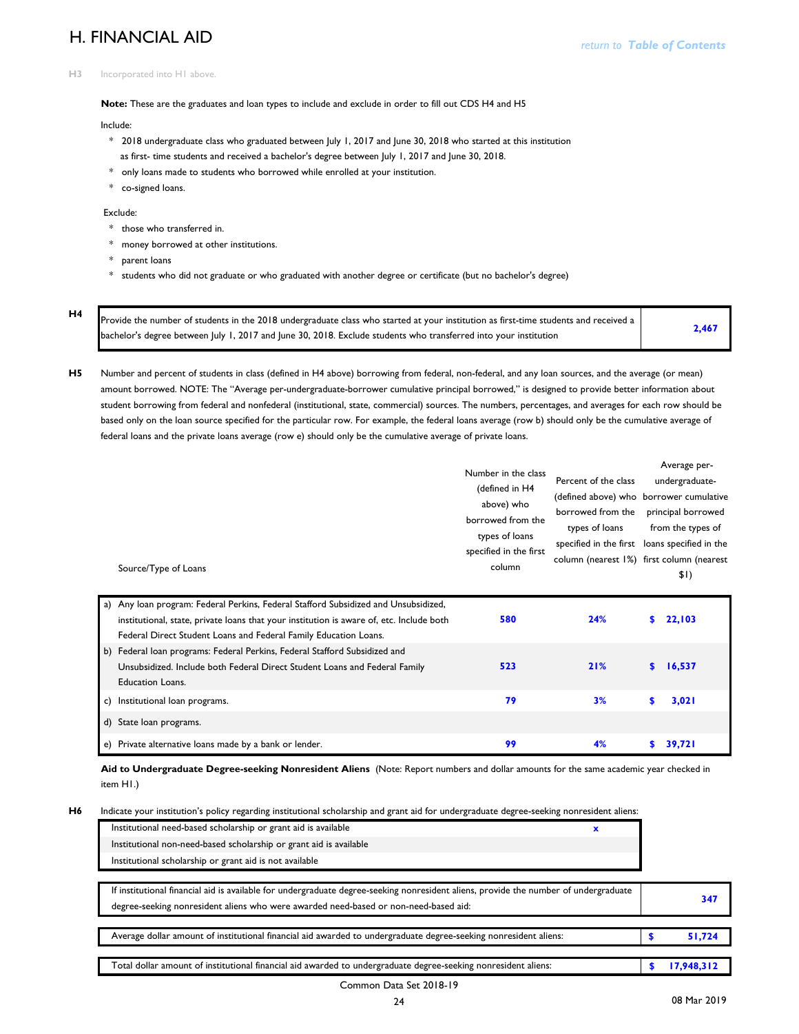# H. FINANCIAL AID

return to Table of Contents

**H3** Incorporated into H1 above.

**Note:** These are the graduates and loan types to include and exclude in order to fill out CDS H4 and H5

Include:

* 2018 undergraduate class who graduated between July 1, 2017 and June 30, 2018 who started at this institution as first- time students and received a bachelor's degree between July 1, 2017 and June 30, 2018.
* only loans made to students who borrowed while enrolled at your institution.
* co-signed loans.

Exclude:

* those who transferred in.
* money borrowed at other institutions.
* parent loans
* students who did not graduate or who graduated with another degree or certificate (but no bachelor's degree)

**H4**

| | |
|---|---|
| Provide the number of students in the 2018 undergraduate class who started at your institution as first-time students and received a bachelor's degree between July 1, 2017 and June 30, 2018. Exclude students who transferred into your institution | 2,467 |

**H5** Number and percent of students in class (defined in H4 above) borrowing from federal, non-federal, and any loan sources, and the average (or mean) amount borrowed. NOTE: The "Average per-undergraduate-borrower cumulative principal borrowed," is designed to provide better information about student borrowing from federal and nonfederal (institutional, state, commercial) sources. The numbers, percentages, and averages for each row should be based only on the loan source specified for the particular row. For example, the federal loans average (row b) should only be the cumulative average of federal loans and the private loans average (row e) should only be the cumulative average of private loans.

| Source/Type of Loans | Number in the class (defined in H4 above) who borrowed from the types of loans specified in the first column | Percent of the class (defined above) who borrowed from the types of loans specified in the first column (nearest 1%) | Average per-undergraduate-borrower cumulative principal borrowed from the types of loans specified in the first column (nearest $1) |
|---|---|---|---|
| a) Any loan program: Federal Perkins, Federal Stafford Subsidized and Unsubsidized, institutional, state, private loans that your institution is aware of, etc. Include both Federal Direct Student Loans and Federal Family Education Loans. | 580 | 24% | $ 22,103 |
| b) Federal loan programs: Federal Perkins, Federal Stafford Subsidized and Unsubsidized. Include both Federal Direct Student Loans and Federal Family Education Loans. | 523 | 21% | $ 16,537 |
| c) Institutional loan programs. | 79 | 3% | $ 3,021 |
| d) State loan programs. | | | |
| e) Private alternative loans made by a bank or lender. | 99 | 4% | $ 39,721 |

**Aid to Undergraduate Degree-seeking Nonresident Aliens** (Note: Report numbers and dollar amounts for the same academic year checked in item H1.)

**H6** Indicate your institution's policy regarding institutional scholarship and grant aid for undergraduate degree-seeking nonresident aliens:

| | |
|---|---|
| Institutional need-based scholarship or grant aid is available | x |
| Institutional non-need-based scholarship or grant aid is available | |
| Institutional scholarship or grant aid is not available | |

| | |
|---|---|
| If institutional financial aid is available for undergraduate degree-seeking nonresident aliens, provide the number of undergraduate degree-seeking nonresident aliens who were awarded need-based or non-need-based aid: | 347 |
| Average dollar amount of institutional financial aid awarded to undergraduate degree-seeking nonresident aliens: | $ 51,724 |
| Total dollar amount of institutional financial aid awarded to undergraduate degree-seeking nonresident aliens: | $ 17,948,312 |

Common Data Set 2018-19

08 Mar 2019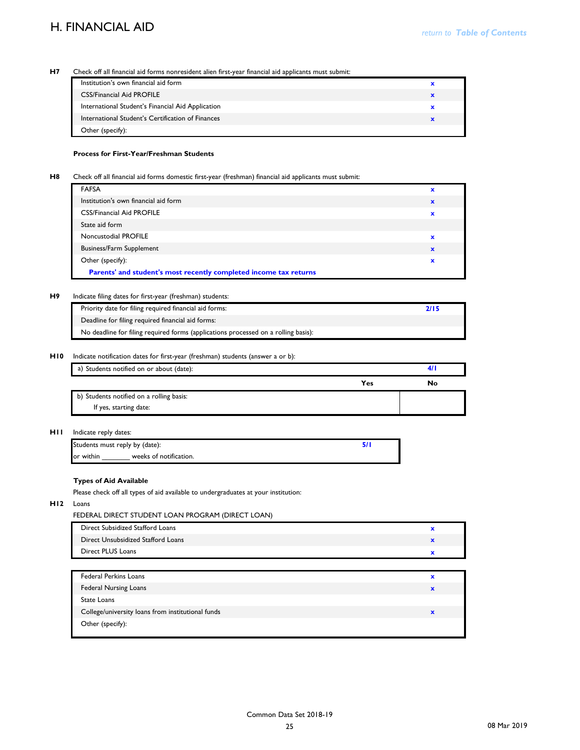# H. FINANCIAL AID

*return to* ***Table of Contents***

**H7** Check off all financial aid forms nonresident alien first-year financial aid applicants must submit:

| | |
|---|---|
| Institution's own financial aid form | x |
| CSS/Financial Aid PROFILE | x |
| International Student's Financial Aid Application | x |
| International Student's Certification of Finances | x |
| Other (specify): | |

**Process for First-Year/Freshman Students**

**H8** Check off all financial aid forms domestic first-year (freshman) financial aid applicants must submit:

| | |
|---|---|
| FAFSA | x |
| Institution's own financial aid form | x |
| CSS/Financial Aid PROFILE | x |
| State aid form | |
| Noncustodial PROFILE | x |
| Business/Farm Supplement | x |
| Other (specify): | x |
| **Parents' and student's most recently completed income tax returns** | |

**H9** Indicate filing dates for first-year (freshman) students:

| | |
|---|---|
| Priority date for filing required financial aid forms: | **2/15** |
| Deadline for filing required financial aid forms: | |
| No deadline for filing required forms (applications processed on a rolling basis): | |

**H10** Indicate notification dates for first-year (freshman) students (answer a or b):

| | | |
|---|---|---|
| a) Students notified on or about (date): | | **4/1** |
| | **Yes** | **No** |
| b) Students notified on a rolling basis: | | |
| If yes, starting date: | | |

**H11** Indicate reply dates:

| | |
|---|---|
| Students must reply by (date): | **5/1** |
| or within _______ weeks of notification. | |

**Types of Aid Available**

Please check off all types of aid available to undergraduates at your institution:

**H12** Loans

FEDERAL DIRECT STUDENT LOAN PROGRAM (DIRECT LOAN)

| | |
|---|---|
| Direct Subsidized Stafford Loans | x |
| Direct Unsubsidized Stafford Loans | x |
| Direct PLUS Loans | x |

| | |
|---|---|
| Federal Perkins Loans | x |
| Federal Nursing Loans | x |
| State Loans | |
| College/university loans from institutional funds | x |
| Other (specify): | |

Common Data Set 2018-19

08 Mar 2019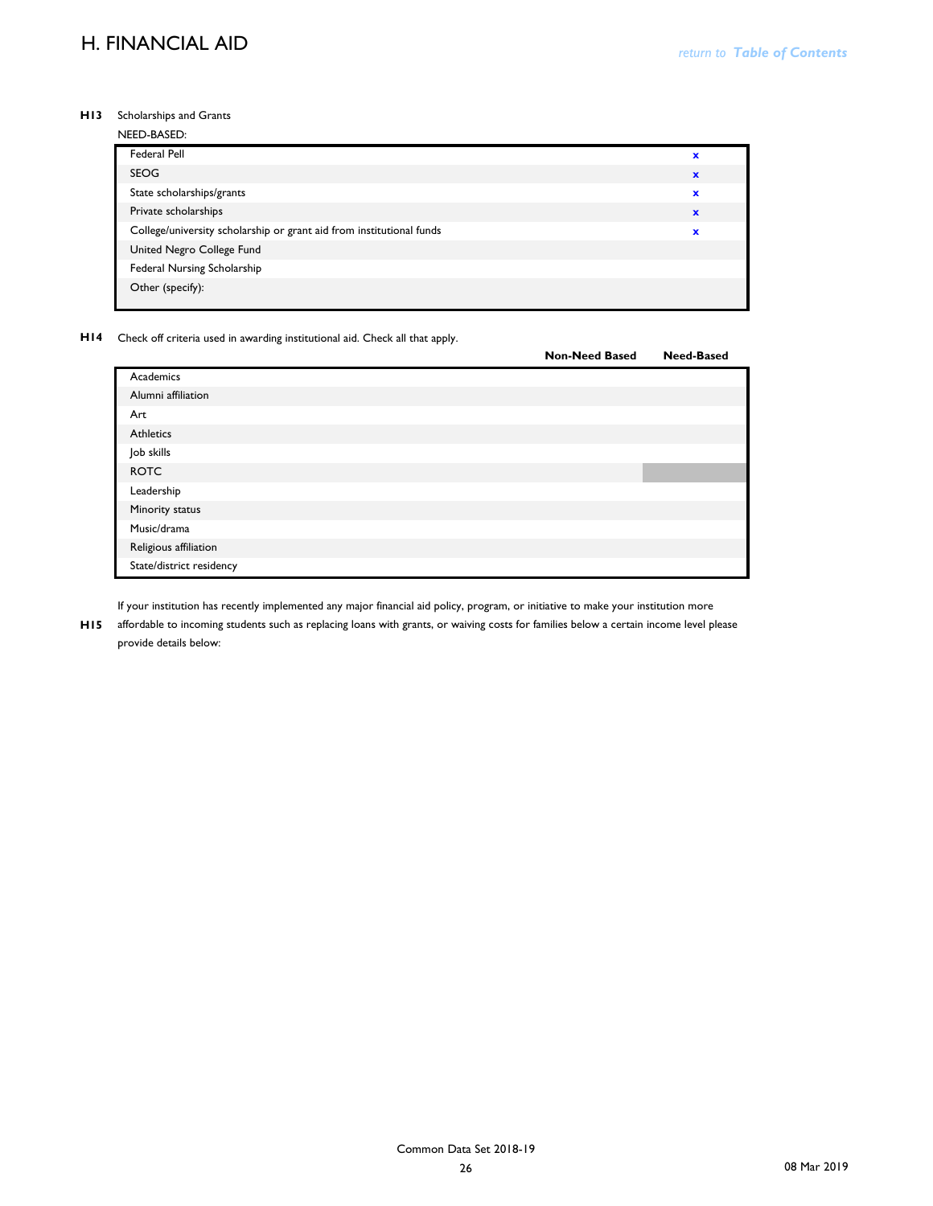# H. FINANCIAL AID

**H13** Scholarships and Grants

NEED-BASED:

| | |
|---|---|
| Federal Pell | x |
| SEOG | x |
| State scholarships/grants | x |
| Private scholarships | x |
| College/university scholarship or grant aid from institutional funds | x |
| United Negro College Fund | |
| Federal Nursing Scholarship | |
| Other (specify): | |

**H14** Check off criteria used in awarding institutional aid. Check all that apply.

| | Non-Need Based | Need-Based |
|---|---|---|
| Academics | | |
| Alumni affiliation | | |
| Art | | |
| Athletics | | |
| Job skills | | |
| ROTC | | |
| Leadership | | |
| Minority status | | |
| Music/drama | | |
| Religious affiliation | | |
| State/district residency | | |

**H15** If your institution has recently implemented any major financial aid policy, program, or initiative to make your institution more affordable to incoming students such as replacing loans with grants, or waiving costs for families below a certain income level please provide details below: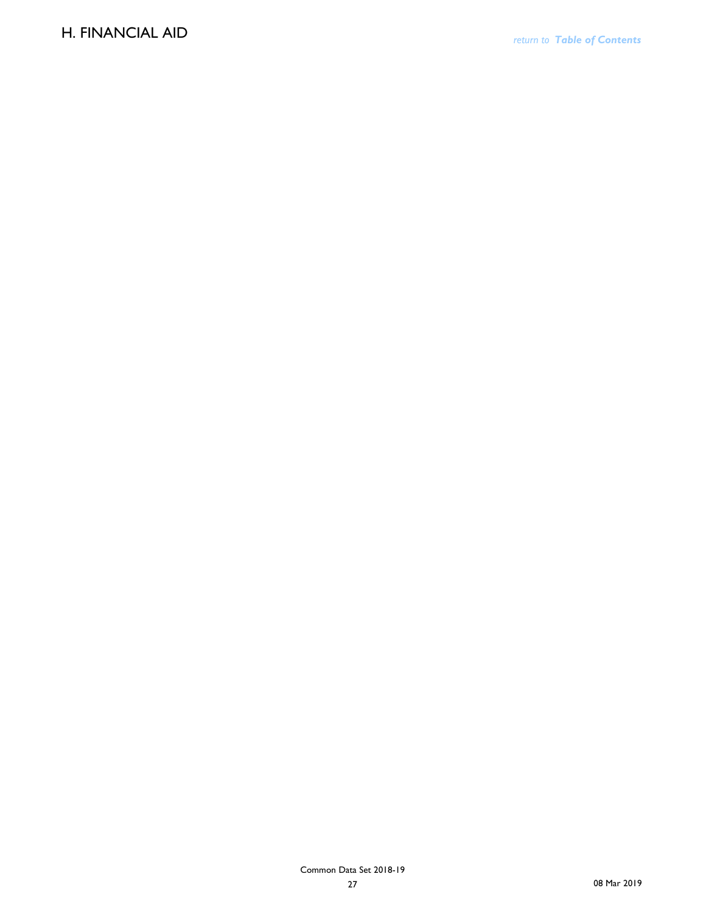# H. FINANCIAL AID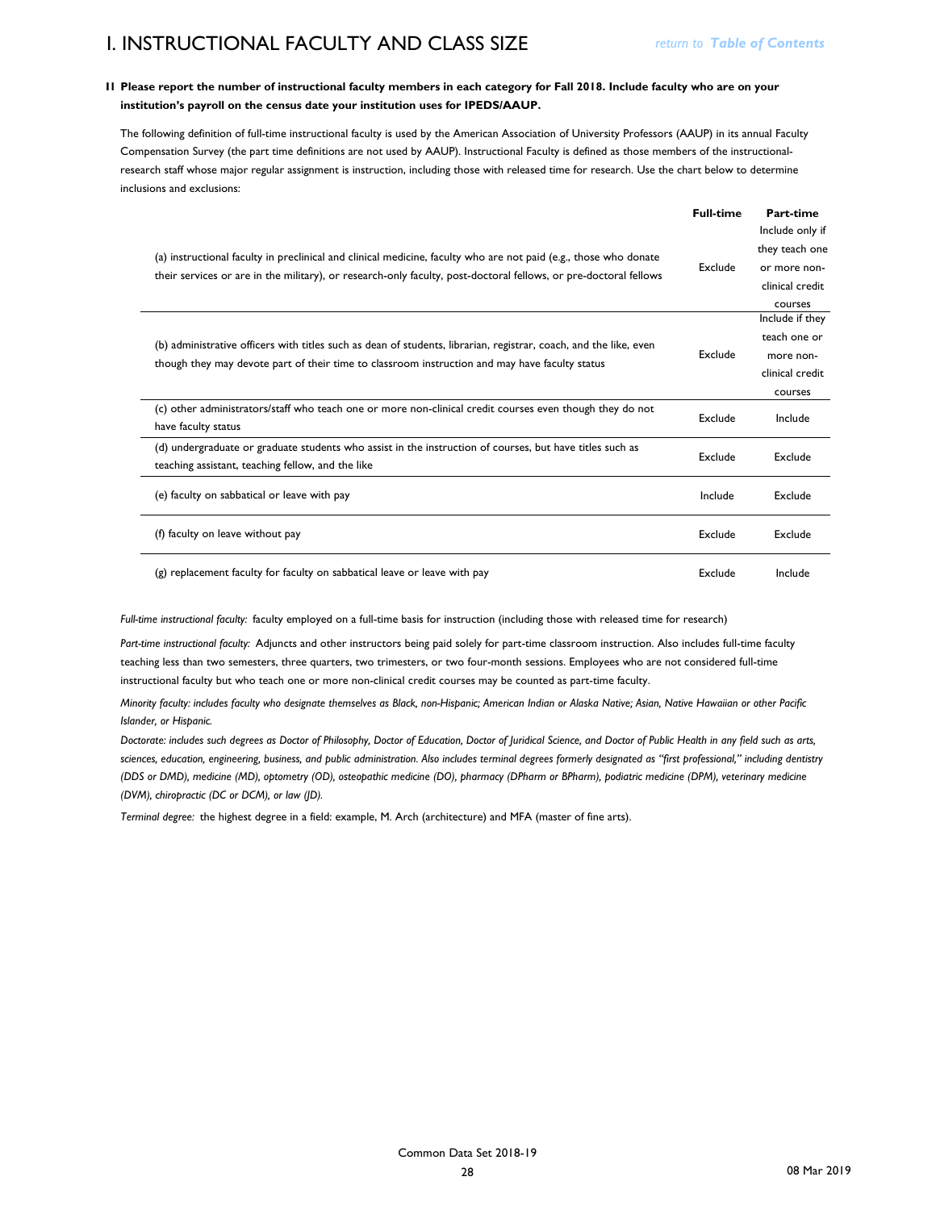# I. INSTRUCTIONAL FACULTY AND CLASS SIZE

return to *Table of Contents*

**I1 Please report the number of instructional faculty members in each category for Fall 2018. Include faculty who are on your institution's payroll on the census date your institution uses for IPEDS/AAUP.**

The following definition of full-time instructional faculty is used by the American Association of University Professors (AAUP) in its annual Faculty Compensation Survey (the part time definitions are not used by AAUP). Instructional Faculty is defined as those members of the instructional-research staff whose major regular assignment is instruction, including those with released time for research. Use the chart below to determine inclusions and exclusions:

| | Full-time | Part-time |
|---|---|---|
| (a) instructional faculty in preclinical and clinical medicine, faculty who are not paid (e.g., those who donate their services or are in the military), or research-only faculty, post-doctoral fellows, or pre-doctoral fellows | Exclude | Include only if they teach one or more non-clinical credit courses |
| (b) administrative officers with titles such as dean of students, librarian, registrar, coach, and the like, even though they may devote part of their time to classroom instruction and may have faculty status | Exclude | Include if they teach one or more non-clinical credit courses |
| (c) other administrators/staff who teach one or more non-clinical credit courses even though they do not have faculty status | Exclude | Include |
| (d) undergraduate or graduate students who assist in the instruction of courses, but have titles such as teaching assistant, teaching fellow, and the like | Exclude | Exclude |
| (e) faculty on sabbatical or leave with pay | Include | Exclude |
| (f) faculty on leave without pay | Exclude | Exclude |
| (g) replacement faculty for faculty on sabbatical leave or leave with pay | Exclude | Include |

*Full-time instructional faculty:* faculty employed on a full-time basis for instruction (including those with released time for research)

*Part-time instructional faculty:* Adjuncts and other instructors being paid solely for part-time classroom instruction. Also includes full-time faculty teaching less than two semesters, three quarters, two trimesters, or two four-month sessions. Employees who are not considered full-time instructional faculty but who teach one or more non-clinical credit courses may be counted as part-time faculty.

*Minority faculty: includes faculty who designate themselves as Black, non-Hispanic; American Indian or Alaska Native; Asian, Native Hawaiian or other Pacific Islander, or Hispanic.*

*Doctorate: includes such degrees as Doctor of Philosophy, Doctor of Education, Doctor of Juridical Science, and Doctor of Public Health in any field such as arts, sciences, education, engineering, business, and public administration. Also includes terminal degrees formerly designated as "first professional," including dentistry (DDS or DMD), medicine (MD), optometry (OD), osteopathic medicine (DO), pharmacy (DPharm or BPharm), podiatric medicine (DPM), veterinary medicine (DVM), chiropractic (DC or DCM), or law (JD).*

*Terminal degree:* the highest degree in a field: example, M. Arch (architecture) and MFA (master of fine arts).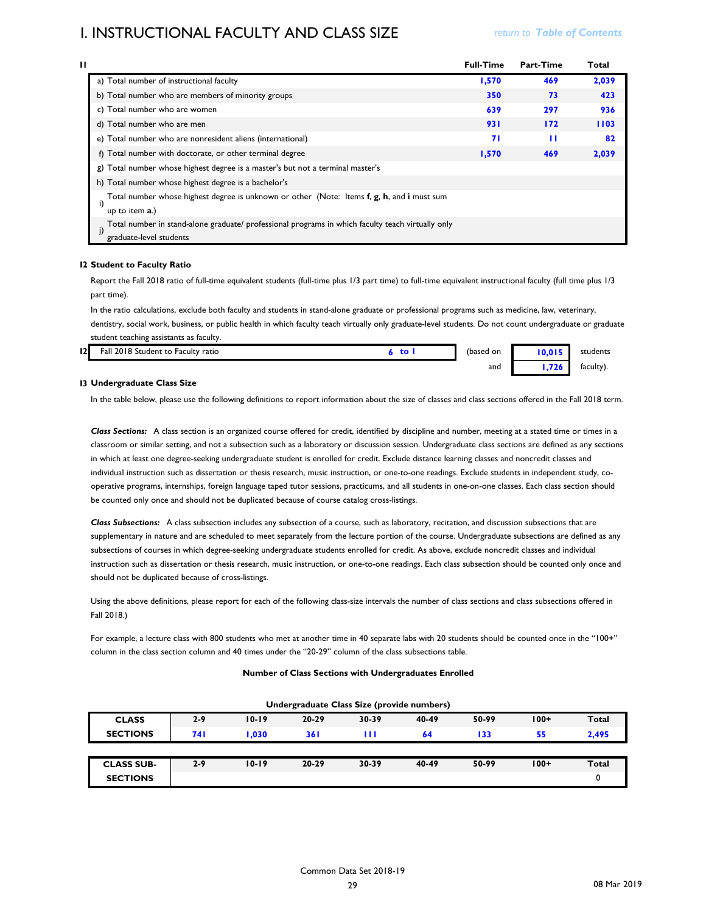# I. INSTRUCTIONAL FACULTY AND CLASS SIZE

| I1 | Full-Time | Part-Time | Total |
|---|---|---|---|
| a) Total number of instructional faculty | 1,570 | 469 | 2,039 |
| b) Total number who are members of minority groups | 350 | 73 | 423 |
| c) Total number who are women | 639 | 297 | 936 |
| d) Total number who are men | 931 | 172 | 1103 |
| e) Total number who are nonresident aliens (international) | 71 | 11 | 82 |
| f) Total number with doctorate, or other terminal degree | 1,570 | 469 | 2,039 |
| g) Total number whose highest degree is a master's but not a terminal master's | | | |
| h) Total number whose highest degree is a bachelor's | | | |
| i) Total number whose highest degree is unknown or other (Note: Items **f**, **g**, **h**, and **i** must sum up to item **a**.) | | | |
| j) Total number in stand-alone graduate/ professional programs in which faculty teach virtually only graduate-level students | | | |

**I2 Student to Faculty Ratio**

Report the Fall 2018 ratio of full-time equivalent students (full-time plus 1/3 part time) to full-time equivalent instructional faculty (full time plus 1/3 part time).

In the ratio calculations, exclude both faculty and students in stand-alone graduate or professional programs such as medicine, law, veterinary, dentistry, social work, business, or public health in which faculty teach virtually only graduate-level students. Do not count undergraduate or graduate student teaching assistants as faculty.

I2 Fall 2018 Student to Faculty ratio: **6 to 1** (based on **10,015** students and **1,726** faculty).

**I3 Undergraduate Class Size**

In the table below, please use the following definitions to report information about the size of classes and class sections offered in the Fall 2018 term.

***Class Sections:*** A class section is an organized course offered for credit, identified by discipline and number, meeting at a stated time or times in a classroom or similar setting, and not a subsection such as a laboratory or discussion session. Undergraduate class sections are defined as any sections in which at least one degree-seeking undergraduate student is enrolled for credit. Exclude distance learning classes and noncredit classes and individual instruction such as dissertation or thesis research, music instruction, or one-to-one readings. Exclude students in independent study, co-operative programs, internships, foreign language taped tutor sessions, practicums, and all students in one-on-one classes. Each class section should be counted only once and should not be duplicated because of course catalog cross-listings.

***Class Subsections:*** A class subsection includes any subsection of a course, such as laboratory, recitation, and discussion subsections that are supplementary in nature and are scheduled to meet separately from the lecture portion of the course. Undergraduate subsections are defined as any subsections of courses in which degree-seeking undergraduate students enrolled for credit. As above, exclude noncredit classes and individual instruction such as dissertation or thesis research, music instruction, or one-to-one readings. Each class subsection should be counted only once and should not be duplicated because of cross-listings.

Using the above definitions, please report for each of the following class-size intervals the number of class sections and class subsections offered in Fall 2018.)

For example, a lecture class with 800 students who met at another time in 40 separate labs with 20 students should be counted once in the "100+" column in the class section column and 40 times under the "20-29" column of the class subsections table.

**Number of Class Sections with Undergraduates Enrolled**

**Undergraduate Class Size (provide numbers)**

| CLASS SECTIONS | 2-9 | 10-19 | 20-29 | 30-39 | 40-49 | 50-99 | 100+ | Total |
|---|---|---|---|---|---|---|---|---|
| | 741 | 1,030 | 361 | 111 | 64 | 133 | 55 | 2,495 |

| CLASS SUB-SECTIONS | 2-9 | 10-19 | 20-29 | 30-39 | 40-49 | 50-99 | 100+ | Total |
|---|---|---|---|---|---|---|---|---|
| | | | | | | | | 0 |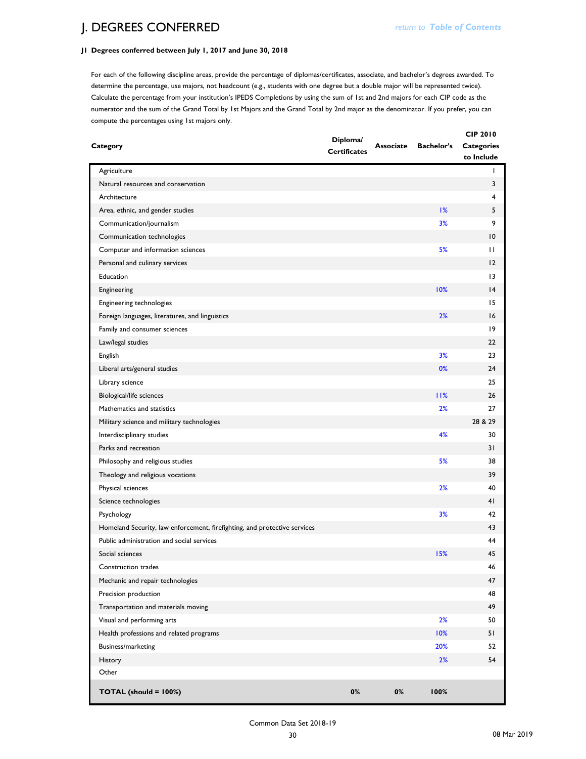# J. DEGREES CONFERRED

*return to Table of Contents*

**J1 Degrees conferred between July 1, 2017 and June 30, 2018**

For each of the following discipline areas, provide the percentage of diplomas/certificates, associate, and bachelor's degrees awarded. To determine the percentage, use majors, not headcount (e.g., students with one degree but a double major will be represented twice). Calculate the percentage from your institution's IPEDS Completions by using the sum of 1st and 2nd majors for each CIP code as the numerator and the sum of the Grand Total by 1st Majors and the Grand Total by 2nd major as the denominator. If you prefer, you can compute the percentages using 1st majors only.

| Category | Diploma/ Certificates | Associate | Bachelor's | CIP 2010 Categories to Include |
|---|---|---|---|---|
| Agriculture | | | | 1 |
| Natural resources and conservation | | | | 3 |
| Architecture | | | | 4 |
| Area, ethnic, and gender studies | | | 1% | 5 |
| Communication/journalism | | | 3% | 9 |
| Communication technologies | | | | 10 |
| Computer and information sciences | | | 5% | 11 |
| Personal and culinary services | | | | 12 |
| Education | | | | 13 |
| Engineering | | | 10% | 14 |
| Engineering technologies | | | | 15 |
| Foreign languages, literatures, and linguistics | | | 2% | 16 |
| Family and consumer sciences | | | | 19 |
| Law/legal studies | | | | 22 |
| English | | | 3% | 23 |
| Liberal arts/general studies | | | 0% | 24 |
| Library science | | | | 25 |
| Biological/life sciences | | | 11% | 26 |
| Mathematics and statistics | | | 2% | 27 |
| Military science and military technologies | | | | 28 & 29 |
| Interdisciplinary studies | | | 4% | 30 |
| Parks and recreation | | | | 31 |
| Philosophy and religious studies | | | 5% | 38 |
| Theology and religious vocations | | | | 39 |
| Physical sciences | | | 2% | 40 |
| Science technologies | | | | 41 |
| Psychology | | | 3% | 42 |
| Homeland Security, law enforcement, firefighting, and protective services | | | | 43 |
| Public administration and social services | | | | 44 |
| Social sciences | | | 15% | 45 |
| Construction trades | | | | 46 |
| Mechanic and repair technologies | | | | 47 |
| Precision production | | | | 48 |
| Transportation and materials moving | | | | 49 |
| Visual and performing arts | | | 2% | 50 |
| Health professions and related programs | | | 10% | 51 |
| Business/marketing | | | 20% | 52 |
| History | | | 2% | 54 |
| Other | | | | |
| **TOTAL (should = 100%)** | **0%** | **0%** | **100%** | |

Common Data Set 2018-19

08 Mar 2019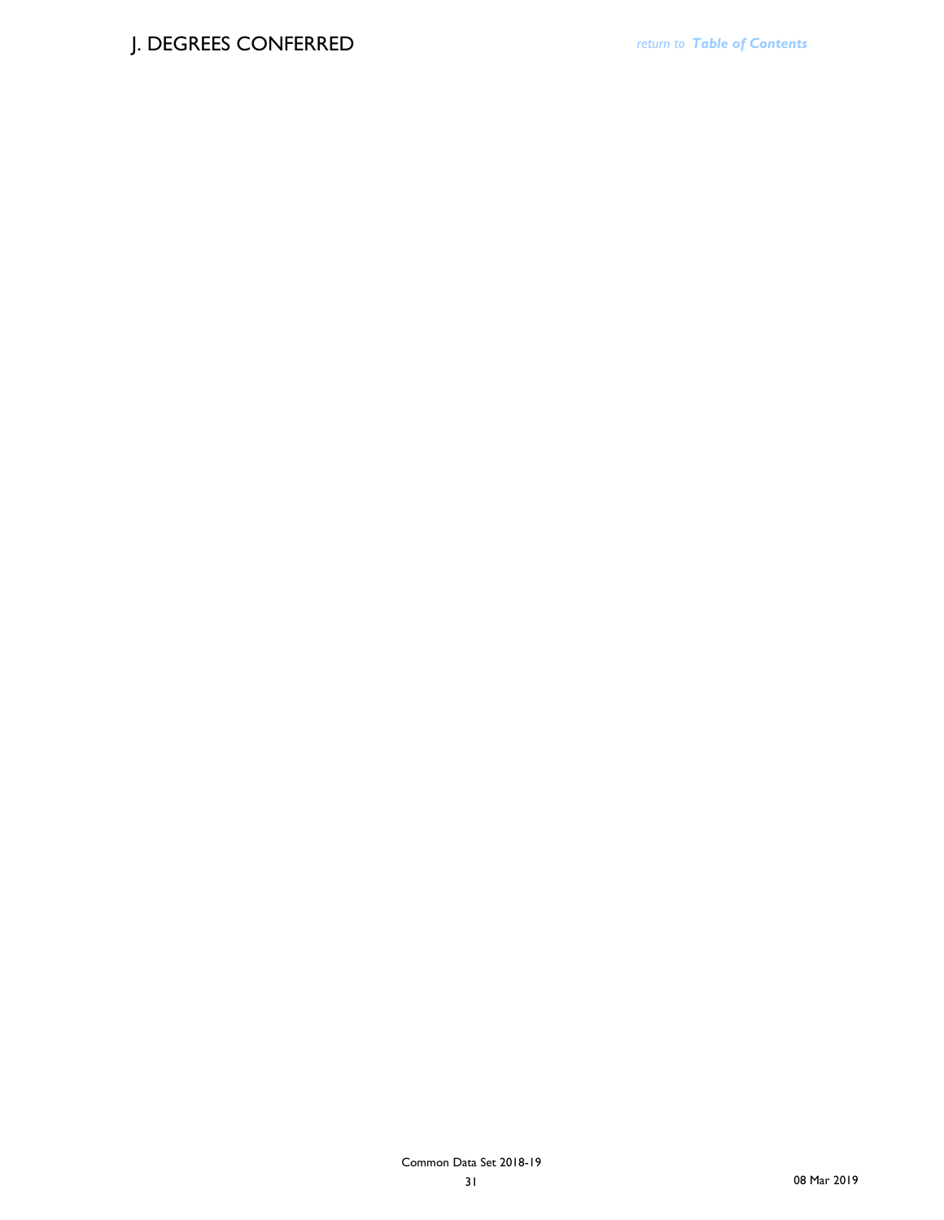# J. DEGREES CONFERRED

*return to* ***Table of Contents***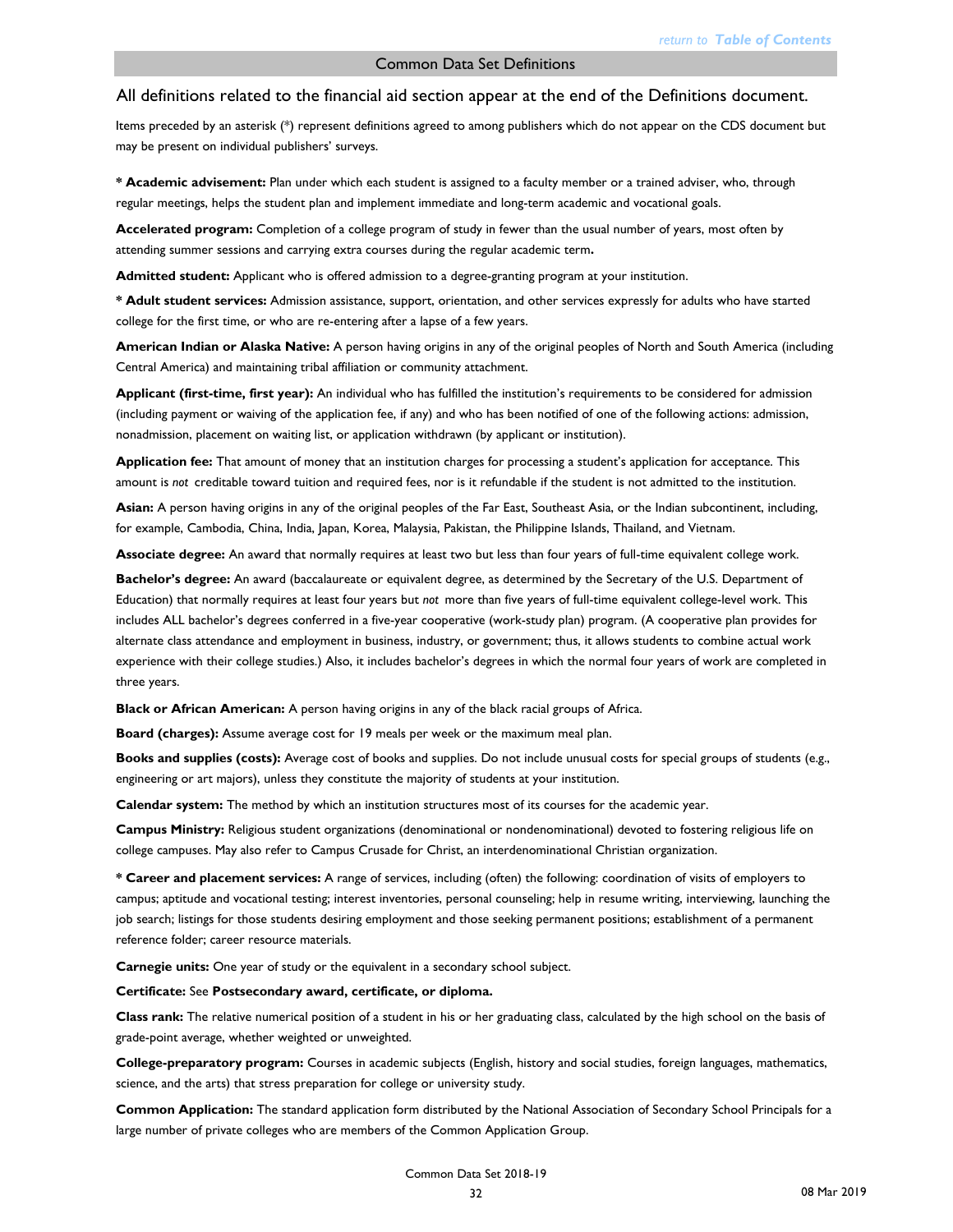## Common Data Set Definitions

### All definitions related to the financial aid section appear at the end of the Definitions document.

Items preceded by an asterisk (*) represent definitions agreed to among publishers which do not appear on the CDS document but may be present on individual publishers' surveys.

**\* Academic advisement:** Plan under which each student is assigned to a faculty member or a trained adviser, who, through regular meetings, helps the student plan and implement immediate and long-term academic and vocational goals.

**Accelerated program:** Completion of a college program of study in fewer than the usual number of years, most often by attending summer sessions and carrying extra courses during the regular academic term**.**

**Admitted student:** Applicant who is offered admission to a degree-granting program at your institution.

**\* Adult student services:** Admission assistance, support, orientation, and other services expressly for adults who have started college for the first time, or who are re-entering after a lapse of a few years.

**American Indian or Alaska Native:** A person having origins in any of the original peoples of North and South America (including Central America) and maintaining tribal affiliation or community attachment.

**Applicant (first-time, first year):** An individual who has fulfilled the institution's requirements to be considered for admission (including payment or waiving of the application fee, if any) and who has been notified of one of the following actions: admission, nonadmission, placement on waiting list, or application withdrawn (by applicant or institution).

**Application fee:** That amount of money that an institution charges for processing a student's application for acceptance. This amount is *not* creditable toward tuition and required fees, nor is it refundable if the student is not admitted to the institution.

**Asian:** A person having origins in any of the original peoples of the Far East, Southeast Asia, or the Indian subcontinent, including, for example, Cambodia, China, India, Japan, Korea, Malaysia, Pakistan, the Philippine Islands, Thailand, and Vietnam.

**Associate degree:** An award that normally requires at least two but less than four years of full-time equivalent college work.

**Bachelor's degree:** An award (baccalaureate or equivalent degree, as determined by the Secretary of the U.S. Department of Education) that normally requires at least four years but *not* more than five years of full-time equivalent college-level work. This includes ALL bachelor's degrees conferred in a five-year cooperative (work-study plan) program. (A cooperative plan provides for alternate class attendance and employment in business, industry, or government; thus, it allows students to combine actual work experience with their college studies.) Also, it includes bachelor's degrees in which the normal four years of work are completed in three years.

**Black or African American:** A person having origins in any of the black racial groups of Africa.

**Board (charges):** Assume average cost for 19 meals per week or the maximum meal plan.

**Books and supplies (costs):** Average cost of books and supplies. Do not include unusual costs for special groups of students (e.g., engineering or art majors), unless they constitute the majority of students at your institution.

**Calendar system:** The method by which an institution structures most of its courses for the academic year.

**Campus Ministry:** Religious student organizations (denominational or nondenominational) devoted to fostering religious life on college campuses. May also refer to Campus Crusade for Christ, an interdenominational Christian organization.

**\* Career and placement services:** A range of services, including (often) the following: coordination of visits of employers to campus; aptitude and vocational testing; interest inventories, personal counseling; help in resume writing, interviewing, launching the job search; listings for those students desiring employment and those seeking permanent positions; establishment of a permanent reference folder; career resource materials.

**Carnegie units:** One year of study or the equivalent in a secondary school subject.

**Certificate:** See **Postsecondary award, certificate, or diploma.**

**Class rank:** The relative numerical position of a student in his or her graduating class, calculated by the high school on the basis of grade-point average, whether weighted or unweighted.

**College-preparatory program:** Courses in academic subjects (English, history and social studies, foreign languages, mathematics, science, and the arts) that stress preparation for college or university study.

**Common Application:** The standard application form distributed by the National Association of Secondary School Principals for a large number of private colleges who are members of the Common Application Group.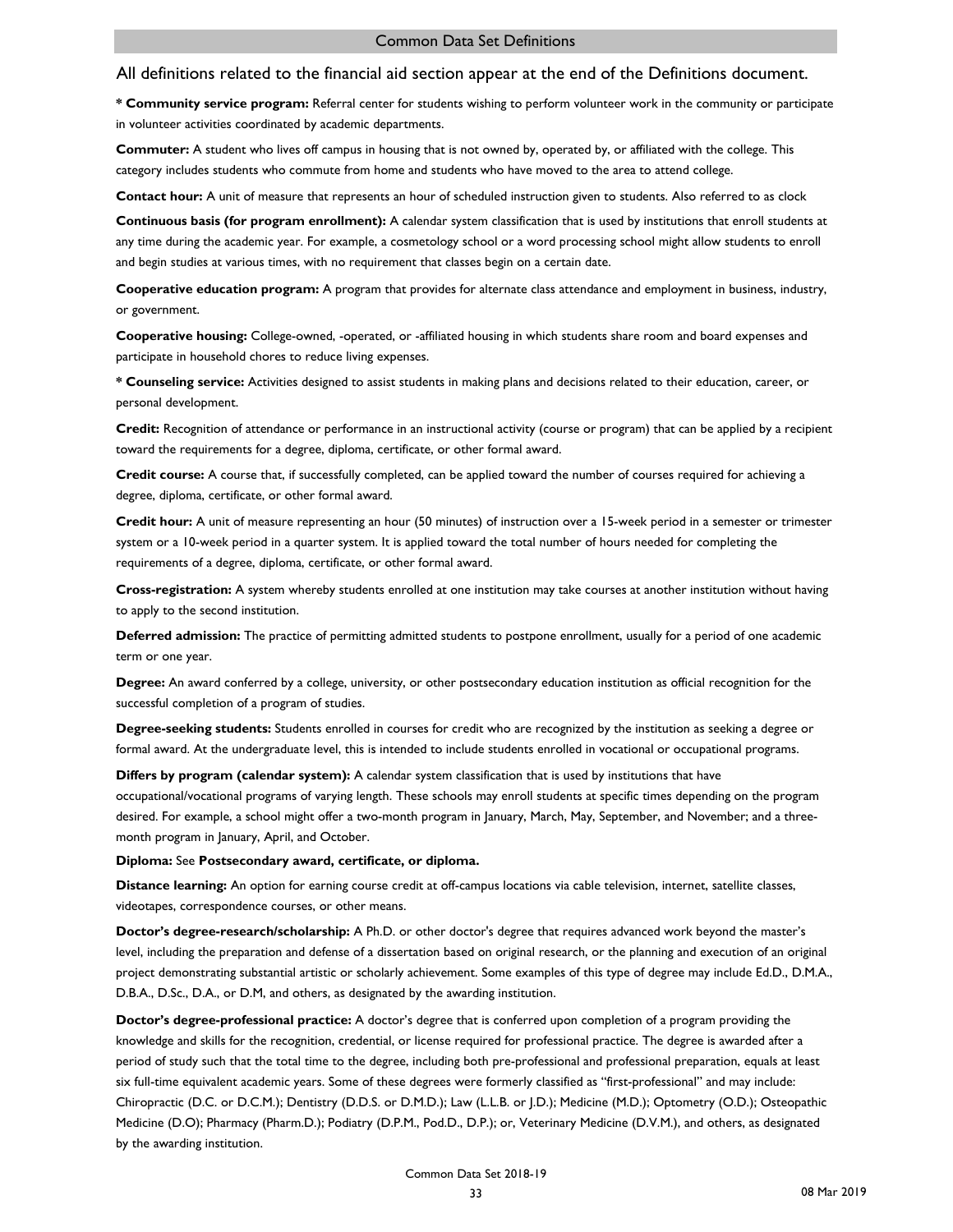All definitions related to the financial aid section appear at the end of the Definitions document.

**\* Community service program:** Referral center for students wishing to perform volunteer work in the community or participate in volunteer activities coordinated by academic departments.

**Commuter:** A student who lives off campus in housing that is not owned by, operated by, or affiliated with the college. This category includes students who commute from home and students who have moved to the area to attend college.

**Contact hour:** A unit of measure that represents an hour of scheduled instruction given to students. Also referred to as clock

**Continuous basis (for program enrollment):** A calendar system classification that is used by institutions that enroll students at any time during the academic year. For example, a cosmetology school or a word processing school might allow students to enroll and begin studies at various times, with no requirement that classes begin on a certain date.

**Cooperative education program:** A program that provides for alternate class attendance and employment in business, industry, or government.

**Cooperative housing:** College-owned, -operated, or -affiliated housing in which students share room and board expenses and participate in household chores to reduce living expenses.

**\* Counseling service:** Activities designed to assist students in making plans and decisions related to their education, career, or personal development.

**Credit:** Recognition of attendance or performance in an instructional activity (course or program) that can be applied by a recipient toward the requirements for a degree, diploma, certificate, or other formal award.

**Credit course:** A course that, if successfully completed, can be applied toward the number of courses required for achieving a degree, diploma, certificate, or other formal award.

**Credit hour:** A unit of measure representing an hour (50 minutes) of instruction over a 15-week period in a semester or trimester system or a 10-week period in a quarter system. It is applied toward the total number of hours needed for completing the requirements of a degree, diploma, certificate, or other formal award.

**Cross-registration:** A system whereby students enrolled at one institution may take courses at another institution without having to apply to the second institution.

**Deferred admission:** The practice of permitting admitted students to postpone enrollment, usually for a period of one academic term or one year.

**Degree:** An award conferred by a college, university, or other postsecondary education institution as official recognition for the successful completion of a program of studies.

**Degree-seeking students:** Students enrolled in courses for credit who are recognized by the institution as seeking a degree or formal award. At the undergraduate level, this is intended to include students enrolled in vocational or occupational programs.

**Differs by program (calendar system):** A calendar system classification that is used by institutions that have occupational/vocational programs of varying length. These schools may enroll students at specific times depending on the program desired. For example, a school might offer a two-month program in January, March, May, September, and November; and a three-month program in January, April, and October.

**Diploma:** See **Postsecondary award, certificate, or diploma.**

**Distance learning:** An option for earning course credit at off-campus locations via cable television, internet, satellite classes, videotapes, correspondence courses, or other means.

**Doctor's degree-research/scholarship:** A Ph.D. or other doctor's degree that requires advanced work beyond the master's level, including the preparation and defense of a dissertation based on original research, or the planning and execution of an original project demonstrating substantial artistic or scholarly achievement. Some examples of this type of degree may include Ed.D., D.M.A., D.B.A., D.Sc., D.A., or D.M, and others, as designated by the awarding institution.

**Doctor's degree-professional practice:** A doctor's degree that is conferred upon completion of a program providing the knowledge and skills for the recognition, credential, or license required for professional practice. The degree is awarded after a period of study such that the total time to the degree, including both pre-professional and professional preparation, equals at least six full-time equivalent academic years. Some of these degrees were formerly classified as "first-professional" and may include: Chiropractic (D.C. or D.C.M.); Dentistry (D.D.S. or D.M.D.); Law (L.L.B. or J.D.); Medicine (M.D.); Optometry (O.D.); Osteopathic Medicine (D.O); Pharmacy (Pharm.D.); Podiatry (D.P.M., Pod.D., D.P.); or, Veterinary Medicine (D.V.M.), and others, as designated by the awarding institution.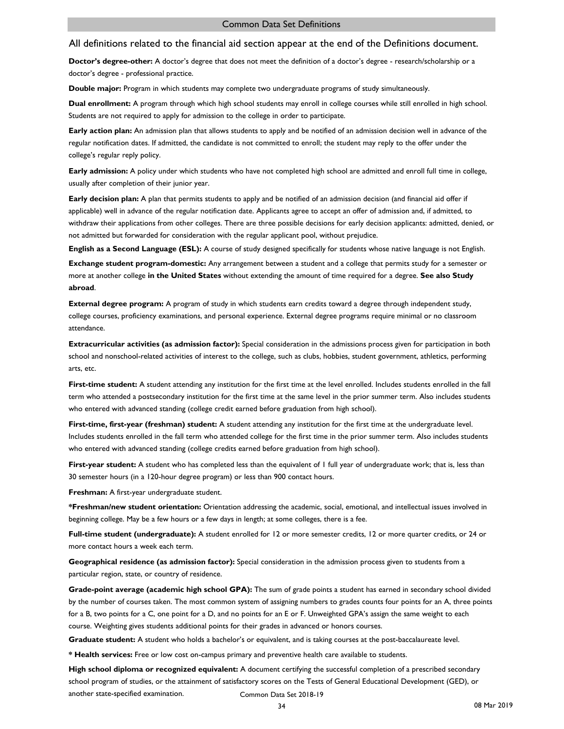All definitions related to the financial aid section appear at the end of the Definitions document.

**Doctor's degree-other:** A doctor's degree that does not meet the definition of a doctor's degree - research/scholarship or a doctor's degree - professional practice.

**Double major:** Program in which students may complete two undergraduate programs of study simultaneously.

**Dual enrollment:** A program through which high school students may enroll in college courses while still enrolled in high school. Students are not required to apply for admission to the college in order to participate.

**Early action plan:** An admission plan that allows students to apply and be notified of an admission decision well in advance of the regular notification dates. If admitted, the candidate is not committed to enroll; the student may reply to the offer under the college's regular reply policy.

**Early admission:** A policy under which students who have not completed high school are admitted and enroll full time in college, usually after completion of their junior year.

**Early decision plan:** A plan that permits students to apply and be notified of an admission decision (and financial aid offer if applicable) well in advance of the regular notification date. Applicants agree to accept an offer of admission and, if admitted, to withdraw their applications from other colleges. There are three possible decisions for early decision applicants: admitted, denied, or not admitted but forwarded for consideration with the regular applicant pool, without prejudice.

**English as a Second Language (ESL):** A course of study designed specifically for students whose native language is not English.

**Exchange student program-domestic:** Any arrangement between a student and a college that permits study for a semester or more at another college **in the United States** without extending the amount of time required for a degree. **See also Study abroad**.

**External degree program:** A program of study in which students earn credits toward a degree through independent study, college courses, proficiency examinations, and personal experience. External degree programs require minimal or no classroom attendance.

**Extracurricular activities (as admission factor):** Special consideration in the admissions process given for participation in both school and nonschool-related activities of interest to the college, such as clubs, hobbies, student government, athletics, performing arts, etc.

**First-time student:** A student attending any institution for the first time at the level enrolled. Includes students enrolled in the fall term who attended a postsecondary institution for the first time at the same level in the prior summer term. Also includes students who entered with advanced standing (college credit earned before graduation from high school).

**First-time, first-year (freshman) student:** A student attending any institution for the first time at the undergraduate level. Includes students enrolled in the fall term who attended college for the first time in the prior summer term. Also includes students who entered with advanced standing (college credits earned before graduation from high school).

**First-year student:** A student who has completed less than the equivalent of 1 full year of undergraduate work; that is, less than 30 semester hours (in a 120-hour degree program) or less than 900 contact hours.

**Freshman:** A first-year undergraduate student.

**\*Freshman/new student orientation:** Orientation addressing the academic, social, emotional, and intellectual issues involved in beginning college. May be a few hours or a few days in length; at some colleges, there is a fee.

**Full-time student (undergraduate):** A student enrolled for 12 or more semester credits, 12 or more quarter credits, or 24 or more contact hours a week each term.

**Geographical residence (as admission factor):** Special consideration in the admission process given to students from a particular region, state, or country of residence.

**Grade-point average (academic high school GPA):** The sum of grade points a student has earned in secondary school divided by the number of courses taken. The most common system of assigning numbers to grades counts four points for an A, three points for a B, two points for a C, one point for a D, and no points for an E or F. Unweighted GPA's assign the same weight to each course. Weighting gives students additional points for their grades in advanced or honors courses.

**Graduate student:** A student who holds a bachelor's or equivalent, and is taking courses at the post-baccalaureate level.

**\* Health services:** Free or low cost on-campus primary and preventive health care available to students.

**High school diploma or recognized equivalent:** A document certifying the successful completion of a prescribed secondary school program of studies, or the attainment of satisfactory scores on the Tests of General Educational Development (GED), or another state-specified examination.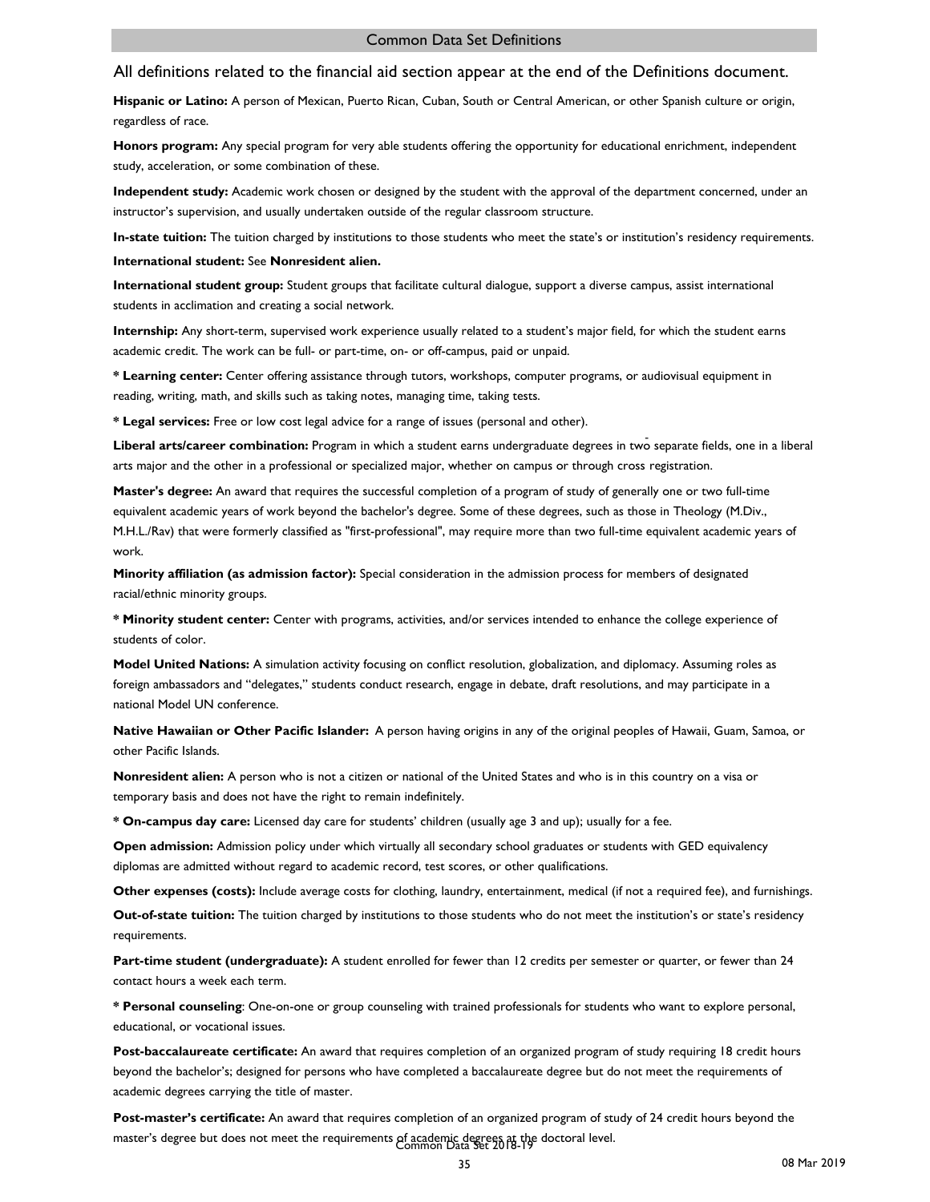All definitions related to the financial aid section appear at the end of the Definitions document.

**Hispanic or Latino:** A person of Mexican, Puerto Rican, Cuban, South or Central American, or other Spanish culture or origin, regardless of race.

**Honors program:** Any special program for very able students offering the opportunity for educational enrichment, independent study, acceleration, or some combination of these.

**Independent study:** Academic work chosen or designed by the student with the approval of the department concerned, under an instructor's supervision, and usually undertaken outside of the regular classroom structure.

**In-state tuition:** The tuition charged by institutions to those students who meet the state's or institution's residency requirements.

**International student:** See **Nonresident alien.**

**International student group:** Student groups that facilitate cultural dialogue, support a diverse campus, assist international students in acclimation and creating a social network.

**Internship:** Any short-term, supervised work experience usually related to a student's major field, for which the student earns academic credit. The work can be full- or part-time, on- or off-campus, paid or unpaid.

**\* Learning center:** Center offering assistance through tutors, workshops, computer programs, or audiovisual equipment in reading, writing, math, and skills such as taking notes, managing time, taking tests.

**\* Legal services:** Free or low cost legal advice for a range of issues (personal and other).

**Liberal arts/career combination:** Program in which a student earns undergraduate degrees in two separate fields, one in a liberal arts major and the other in a professional or specialized major, whether on campus or through cross registration.

**Master's degree:** An award that requires the successful completion of a program of study of generally one or two full-time equivalent academic years of work beyond the bachelor's degree. Some of these degrees, such as those in Theology (M.Div., M.H.L./Rav) that were formerly classified as "first-professional", may require more than two full-time equivalent academic years of work.

**Minority affiliation (as admission factor):** Special consideration in the admission process for members of designated racial/ethnic minority groups.

**\* Minority student center:** Center with programs, activities, and/or services intended to enhance the college experience of students of color.

**Model United Nations:** A simulation activity focusing on conflict resolution, globalization, and diplomacy. Assuming roles as foreign ambassadors and "delegates," students conduct research, engage in debate, draft resolutions, and may participate in a national Model UN conference.

**Native Hawaiian or Other Pacific Islander:** A person having origins in any of the original peoples of Hawaii, Guam, Samoa, or other Pacific Islands.

**Nonresident alien:** A person who is not a citizen or national of the United States and who is in this country on a visa or temporary basis and does not have the right to remain indefinitely.

**\* On-campus day care:** Licensed day care for students' children (usually age 3 and up); usually for a fee.

**Open admission:** Admission policy under which virtually all secondary school graduates or students with GED equivalency diplomas are admitted without regard to academic record, test scores, or other qualifications.

**Other expenses (costs):** Include average costs for clothing, laundry, entertainment, medical (if not a required fee), and furnishings.

**Out-of-state tuition:** The tuition charged by institutions to those students who do not meet the institution's or state's residency requirements.

**Part-time student (undergraduate):** A student enrolled for fewer than 12 credits per semester or quarter, or fewer than 24 contact hours a week each term.

**\* Personal counseling**: One-on-one or group counseling with trained professionals for students who want to explore personal, educational, or vocational issues.

**Post-baccalaureate certificate:** An award that requires completion of an organized program of study requiring 18 credit hours beyond the bachelor's; designed for persons who have completed a baccalaureate degree but do not meet the requirements of academic degrees carrying the title of master.

**Post-master's certificate:** An award that requires completion of an organized program of study of 24 credit hours beyond the master's degree but does not meet the requirements of academic degrees at the doctoral level.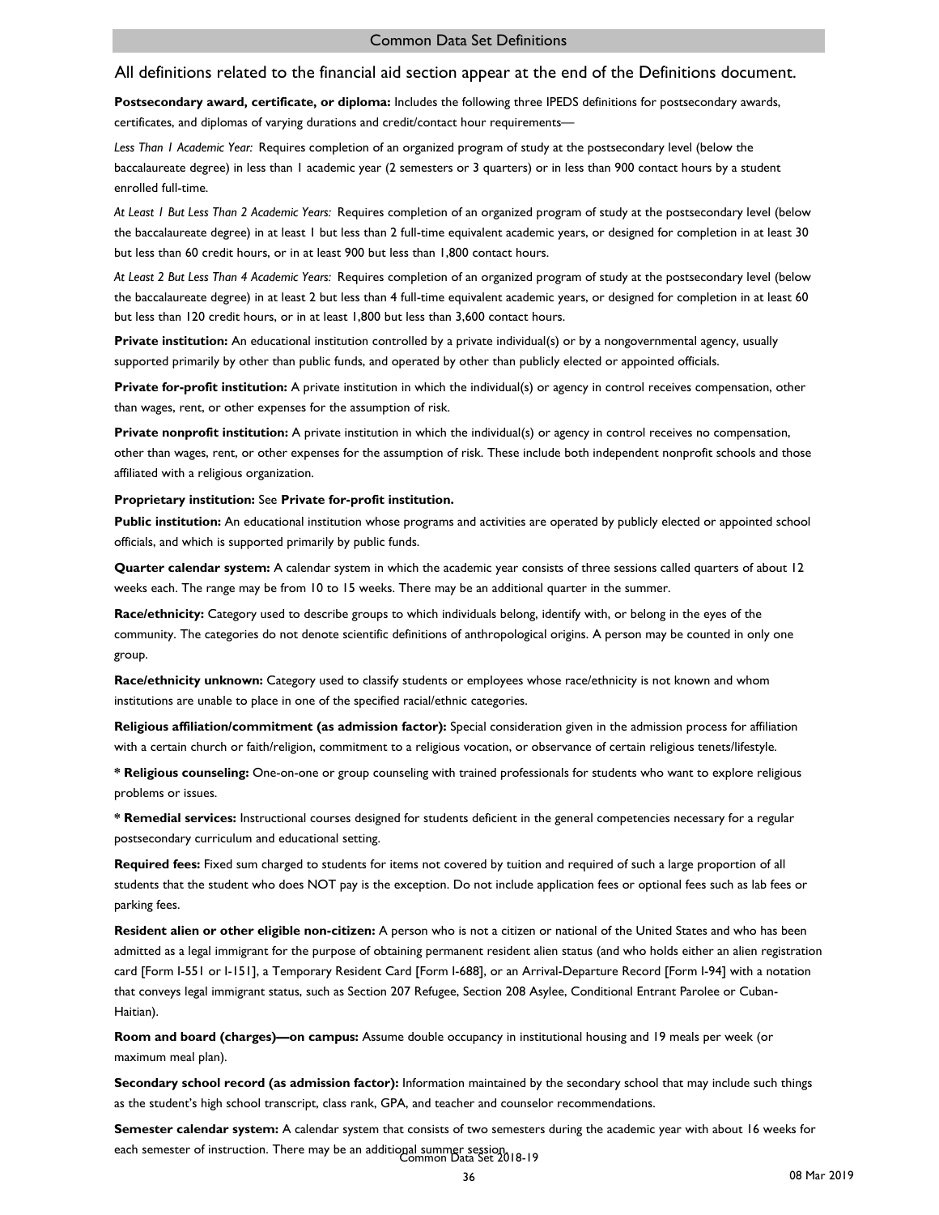All definitions related to the financial aid section appear at the end of the Definitions document.

**Postsecondary award, certificate, or diploma:** Includes the following three IPEDS definitions for postsecondary awards, certificates, and diplomas of varying durations and credit/contact hour requirements—

*Less Than 1 Academic Year:* Requires completion of an organized program of study at the postsecondary level (below the baccalaureate degree) in less than 1 academic year (2 semesters or 3 quarters) or in less than 900 contact hours by a student enrolled full-time.

*At Least 1 But Less Than 2 Academic Years:* Requires completion of an organized program of study at the postsecondary level (below the baccalaureate degree) in at least 1 but less than 2 full-time equivalent academic years, or designed for completion in at least 30 but less than 60 credit hours, or in at least 900 but less than 1,800 contact hours.

*At Least 2 But Less Than 4 Academic Years:* Requires completion of an organized program of study at the postsecondary level (below the baccalaureate degree) in at least 2 but less than 4 full-time equivalent academic years, or designed for completion in at least 60 but less than 120 credit hours, or in at least 1,800 but less than 3,600 contact hours.

**Private institution:** An educational institution controlled by a private individual(s) or by a nongovernmental agency, usually supported primarily by other than public funds, and operated by other than publicly elected or appointed officials.

**Private for-profit institution:** A private institution in which the individual(s) or agency in control receives compensation, other than wages, rent, or other expenses for the assumption of risk.

**Private nonprofit institution:** A private institution in which the individual(s) or agency in control receives no compensation, other than wages, rent, or other expenses for the assumption of risk. These include both independent nonprofit schools and those affiliated with a religious organization.

**Proprietary institution:** See **Private for-profit institution.**

**Public institution:** An educational institution whose programs and activities are operated by publicly elected or appointed school officials, and which is supported primarily by public funds.

**Quarter calendar system:** A calendar system in which the academic year consists of three sessions called quarters of about 12 weeks each. The range may be from 10 to 15 weeks. There may be an additional quarter in the summer.

**Race/ethnicity:** Category used to describe groups to which individuals belong, identify with, or belong in the eyes of the community. The categories do not denote scientific definitions of anthropological origins. A person may be counted in only one group.

**Race/ethnicity unknown:** Category used to classify students or employees whose race/ethnicity is not known and whom institutions are unable to place in one of the specified racial/ethnic categories.

**Religious affiliation/commitment (as admission factor):** Special consideration given in the admission process for affiliation with a certain church or faith/religion, commitment to a religious vocation, or observance of certain religious tenets/lifestyle.

**\* Religious counseling:** One-on-one or group counseling with trained professionals for students who want to explore religious problems or issues.

**\* Remedial services:** Instructional courses designed for students deficient in the general competencies necessary for a regular postsecondary curriculum and educational setting.

**Required fees:** Fixed sum charged to students for items not covered by tuition and required of such a large proportion of all students that the student who does NOT pay is the exception. Do not include application fees or optional fees such as lab fees or parking fees.

**Resident alien or other eligible non-citizen:** A person who is not a citizen or national of the United States and who has been admitted as a legal immigrant for the purpose of obtaining permanent resident alien status (and who holds either an alien registration card [Form I-551 or I-151], a Temporary Resident Card [Form I-688], or an Arrival-Departure Record [Form I-94] with a notation that conveys legal immigrant status, such as Section 207 Refugee, Section 208 Asylee, Conditional Entrant Parolee or Cuban-Haitian).

**Room and board (charges)—on campus:** Assume double occupancy in institutional housing and 19 meals per week (or maximum meal plan).

**Secondary school record (as admission factor):** Information maintained by the secondary school that may include such things as the student's high school transcript, class rank, GPA, and teacher and counselor recommendations.

**Semester calendar system:** A calendar system that consists of two semesters during the academic year with about 16 weeks for each semester of instruction. There may be an additional summer session.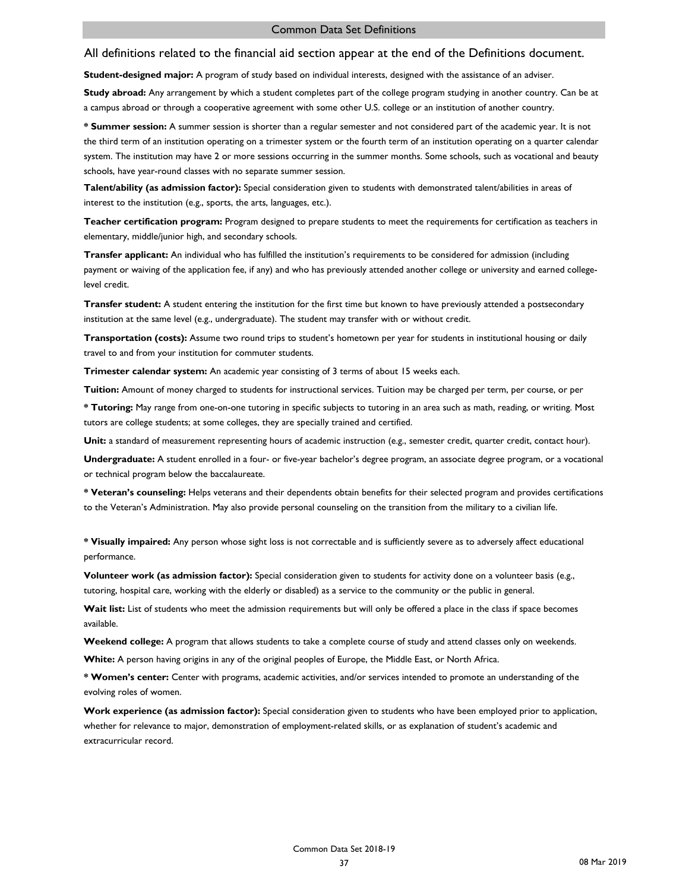All definitions related to the financial aid section appear at the end of the Definitions document.

**Student-designed major:** A program of study based on individual interests, designed with the assistance of an adviser.

**Study abroad:** Any arrangement by which a student completes part of the college program studying in another country. Can be at a campus abroad or through a cooperative agreement with some other U.S. college or an institution of another country.

**\* Summer session:** A summer session is shorter than a regular semester and not considered part of the academic year. It is not the third term of an institution operating on a trimester system or the fourth term of an institution operating on a quarter calendar system. The institution may have 2 or more sessions occurring in the summer months. Some schools, such as vocational and beauty schools, have year-round classes with no separate summer session.

**Talent/ability (as admission factor):** Special consideration given to students with demonstrated talent/abilities in areas of interest to the institution (e.g., sports, the arts, languages, etc.).

**Teacher certification program:** Program designed to prepare students to meet the requirements for certification as teachers in elementary, middle/junior high, and secondary schools.

**Transfer applicant:** An individual who has fulfilled the institution's requirements to be considered for admission (including payment or waiving of the application fee, if any) and who has previously attended another college or university and earned college-level credit.

**Transfer student:** A student entering the institution for the first time but known to have previously attended a postsecondary institution at the same level (e.g., undergraduate). The student may transfer with or without credit.

**Transportation (costs):** Assume two round trips to student's hometown per year for students in institutional housing or daily travel to and from your institution for commuter students.

**Trimester calendar system:** An academic year consisting of 3 terms of about 15 weeks each.

**Tuition:** Amount of money charged to students for instructional services. Tuition may be charged per term, per course, or per

**\* Tutoring:** May range from one-on-one tutoring in specific subjects to tutoring in an area such as math, reading, or writing. Most tutors are college students; at some colleges, they are specially trained and certified.

**Unit:** a standard of measurement representing hours of academic instruction (e.g., semester credit, quarter credit, contact hour).

**Undergraduate:** A student enrolled in a four- or five-year bachelor's degree program, an associate degree program, or a vocational or technical program below the baccalaureate.

**\* Veteran's counseling:** Helps veterans and their dependents obtain benefits for their selected program and provides certifications to the Veteran's Administration. May also provide personal counseling on the transition from the military to a civilian life.

**\* Visually impaired:** Any person whose sight loss is not correctable and is sufficiently severe as to adversely affect educational performance.

**Volunteer work (as admission factor):** Special consideration given to students for activity done on a volunteer basis (e.g., tutoring, hospital care, working with the elderly or disabled) as a service to the community or the public in general.

**Wait list:** List of students who meet the admission requirements but will only be offered a place in the class if space becomes available.

**Weekend college:** A program that allows students to take a complete course of study and attend classes only on weekends.

**White:** A person having origins in any of the original peoples of Europe, the Middle East, or North Africa.

**\* Women's center:** Center with programs, academic activities, and/or services intended to promote an understanding of the evolving roles of women.

**Work experience (as admission factor):** Special consideration given to students who have been employed prior to application, whether for relevance to major, demonstration of employment-related skills, or as explanation of student's academic and extracurricular record.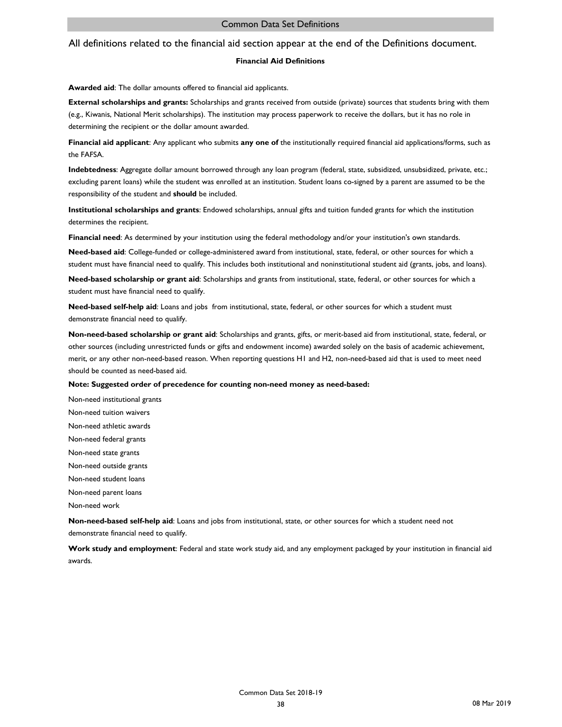All definitions related to the financial aid section appear at the end of the Definitions document.

### Financial Aid Definitions

**Awarded aid**: The dollar amounts offered to financial aid applicants.

**External scholarships and grants:** Scholarships and grants received from outside (private) sources that students bring with them (e.g., Kiwanis, National Merit scholarships). The institution may process paperwork to receive the dollars, but it has no role in determining the recipient or the dollar amount awarded.

**Financial aid applicant**: Any applicant who submits **any one of** the institutionally required financial aid applications/forms, such as the FAFSA.

**Indebtedness**: Aggregate dollar amount borrowed through any loan program (federal, state, subsidized, unsubsidized, private, etc.; excluding parent loans) while the student was enrolled at an institution. Student loans co-signed by a parent are assumed to be the responsibility of the student and **should** be included.

**Institutional scholarships and grants**: Endowed scholarships, annual gifts and tuition funded grants for which the institution determines the recipient.

**Financial need**: As determined by your institution using the federal methodology and/or your institution's own standards.

**Need-based aid**: College-funded or college-administered award from institutional, state, federal, or other sources for which a student must have financial need to qualify. This includes both institutional and noninstitutional student aid (grants, jobs, and loans).

**Need-based scholarship or grant aid**: Scholarships and grants from institutional, state, federal, or other sources for which a student must have financial need to qualify.

**Need-based self-help aid**: Loans and jobs from institutional, state, federal, or other sources for which a student must demonstrate financial need to qualify.

**Non-need-based scholarship or grant aid**: Scholarships and grants, gifts, or merit-based aid from institutional, state, federal, or other sources (including unrestricted funds or gifts and endowment income) awarded solely on the basis of academic achievement, merit, or any other non-need-based reason. When reporting questions H1 and H2, non-need-based aid that is used to meet need should be counted as need-based aid.

**Note: Suggested order of precedence for counting non-need money as need-based:**

Non-need institutional grants

Non-need tuition waivers

Non-need athletic awards

Non-need federal grants

Non-need state grants

Non-need outside grants

Non-need student loans

Non-need parent loans

Non-need work

**Non-need-based self-help aid**: Loans and jobs from institutional, state, or other sources for which a student need not demonstrate financial need to qualify.

**Work study and employment**: Federal and state work study aid, and any employment packaged by your institution in financial aid awards.